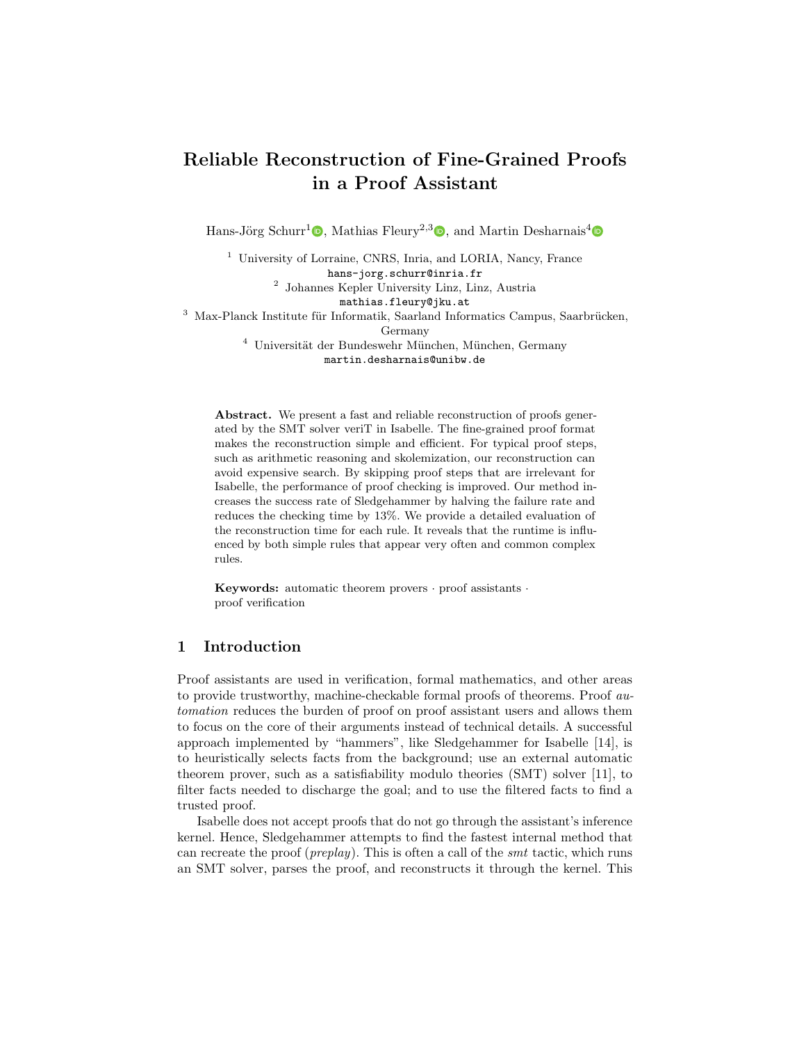# Reliable Reconstruction of Fine-Grained Proofs in a Proof Assistant

Hans-Jörg Schurr[1], Mathias Fleury[2,3], and Martin Desharnais[4]

[1] University of Lorraine, CNRS, Inria, and LORIA, Nancy, France
hans-jorg.schurr@inria.fr

[2] Johannes Kepler University Linz, Linz, Austria
mathias.fleury@jku.at

[3] Max-Planck Institute für Informatik, Saarland Informatics Campus, Saarbrücken, Germany

[4] Universität der Bundeswehr München, München, Germany
martin.desharnais@unibw.de

**Abstract.** We present a fast and reliable reconstruction of proofs generated by the SMT solver veriT in Isabelle. The fine-grained proof format makes the reconstruction simple and efficient. For typical proof steps, such as arithmetic reasoning and skolemization, our reconstruction can avoid expensive search. By skipping proof steps that are irrelevant for Isabelle, the performance of proof checking is improved. Our method increases the success rate of Sledgehammer by halving the failure rate and reduces the checking time by 13%. We provide a detailed evaluation of the reconstruction time for each rule. It reveals that the runtime is influenced by both simple rules that appear very often and common complex rules.

**Keywords:** automatic theorem provers · proof assistants · proof verification

## 1 Introduction

Proof assistants are used in verification, formal mathematics, and other areas to provide trustworthy, machine-checkable formal proofs of theorems. Proof *automation* reduces the burden of proof on proof assistant users and allows them to focus on the core of their arguments instead of technical details. A successful approach implemented by "hammers", like Sledgehammer for Isabelle [14], is to heuristically selects facts from the background; use an external automatic theorem prover, such as a satisfiability modulo theories (SMT) solver [11], to filter facts needed to discharge the goal; and to use the filtered facts to find a trusted proof.

Isabelle does not accept proofs that do not go through the assistant's inference kernel. Hence, Sledgehammer attempts to find the fastest internal method that can recreate the proof (*preplay*). This is often a call of the *smt* tactic, which runs an SMT solver, parses the proof, and reconstructs it through the kernel. This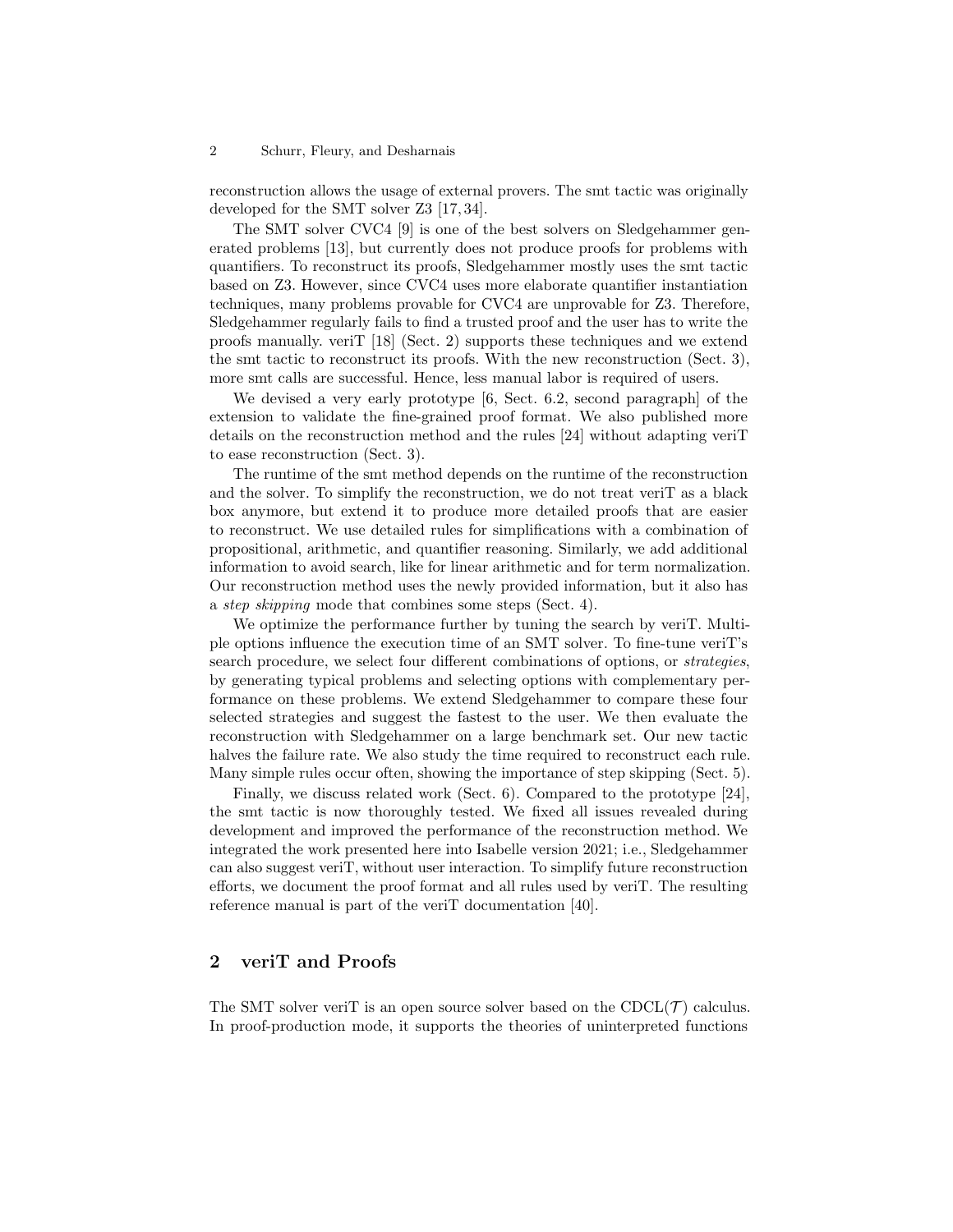reconstruction allows the usage of external provers. The smt tactic was originally developed for the SMT solver Z3 [17, 34].

The SMT solver CVC4 [9] is one of the best solvers on Sledgehammer generated problems [13], but currently does not produce proofs for problems with quantifiers. To reconstruct its proofs, Sledgehammer mostly uses the smt tactic based on Z3. However, since CVC4 uses more elaborate quantifier instantiation techniques, many problems provable for CVC4 are unprovable for Z3. Therefore, Sledgehammer regularly fails to find a trusted proof and the user has to write the proofs manually. veriT [18] (Sect. 2) supports these techniques and we extend the smt tactic to reconstruct its proofs. With the new reconstruction (Sect. 3), more smt calls are successful. Hence, less manual labor is required of users.

We devised a very early prototype [6, Sect. 6.2, second paragraph] of the extension to validate the fine-grained proof format. We also published more details on the reconstruction method and the rules [24] without adapting veriT to ease reconstruction (Sect. 3).

The runtime of the smt method depends on the runtime of the reconstruction and the solver. To simplify the reconstruction, we do not treat veriT as a black box anymore, but extend it to produce more detailed proofs that are easier to reconstruct. We use detailed rules for simplifications with a combination of propositional, arithmetic, and quantifier reasoning. Similarly, we add additional information to avoid search, like for linear arithmetic and for term normalization. Our reconstruction method uses the newly provided information, but it also has a *step skipping* mode that combines some steps (Sect. 4).

We optimize the performance further by tuning the search by veriT. Multiple options influence the execution time of an SMT solver. To fine-tune veriT's search procedure, we select four different combinations of options, or *strategies*, by generating typical problems and selecting options with complementary performance on these problems. We extend Sledgehammer to compare these four selected strategies and suggest the fastest to the user. We then evaluate the reconstruction with Sledgehammer on a large benchmark set. Our new tactic halves the failure rate. We also study the time required to reconstruct each rule. Many simple rules occur often, showing the importance of step skipping (Sect. 5).

Finally, we discuss related work (Sect. 6). Compared to the prototype [24], the smt tactic is now thoroughly tested. We fixed all issues revealed during development and improved the performance of the reconstruction method. We integrated the work presented here into Isabelle version 2021; i.e., Sledgehammer can also suggest veriT, without user interaction. To simplify future reconstruction efforts, we document the proof format and all rules used by veriT. The resulting reference manual is part of the veriT documentation [40].

## 2 veriT and Proofs

The SMT solver veriT is an open source solver based on the CDCL($\mathcal{T}$) calculus. In proof-production mode, it supports the theories of uninterpreted functions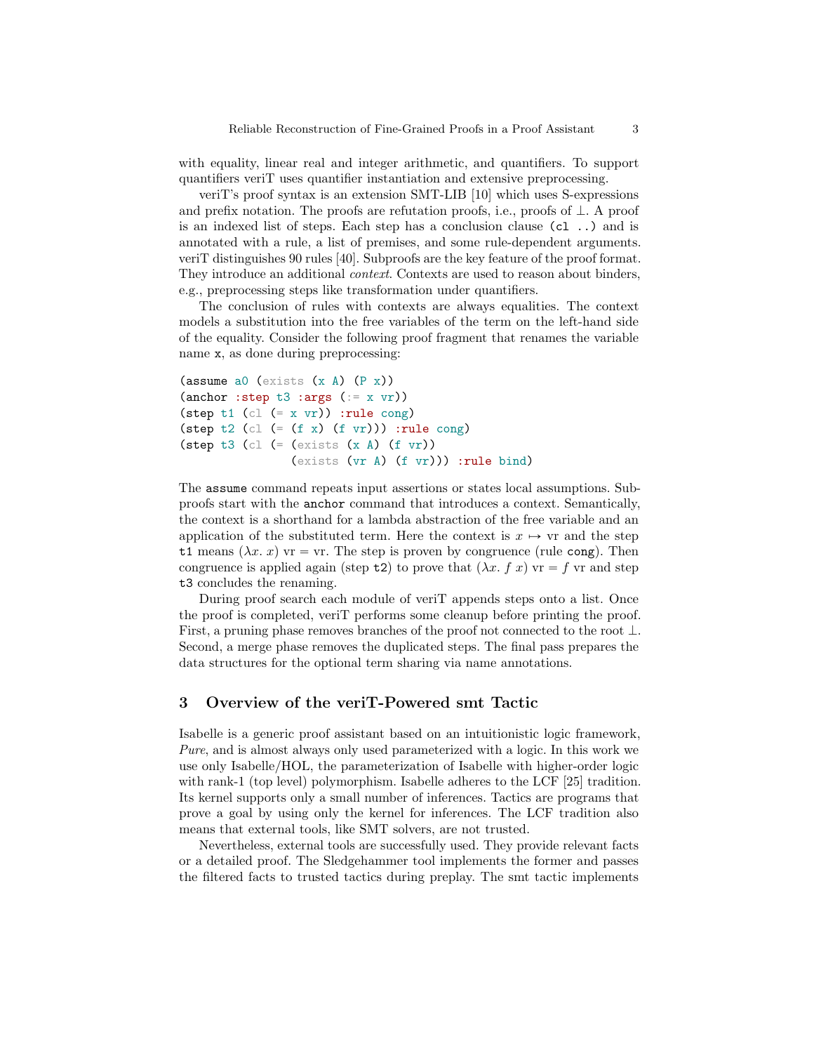with equality, linear real and integer arithmetic, and quantifiers. To support quantifiers veriT uses quantifier instantiation and extensive preprocessing.

veriT's proof syntax is an extension SMT-LIB [10] which uses S-expressions and prefix notation. The proofs are refutation proofs, i.e., proofs of $\bot$. A proof is an indexed list of steps. Each step has a conclusion clause `(cl ..)` and is annotated with a rule, a list of premises, and some rule-dependent arguments. veriT distinguishes 90 rules [40]. Subproofs are the key feature of the proof format. They introduce an additional *context*. Contexts are used to reason about binders, e.g., preprocessing steps like transformation under quantifiers.

The conclusion of rules with contexts are always equalities. The context models a substitution into the free variables of the term on the left-hand side of the equality. Consider the following proof fragment that renames the variable name `x`, as done during preprocessing:

```
(assume a0 (exists (x A) (P x))
(anchor :step t3 :args (:= x vr))
(step t1 (cl (= x vr)) :rule cong)
(step t2 (cl (= (f x) (f vr))) :rule cong)
(step t3 (cl (= (exists (x A) (f vr))
                (exists (vr A) (f vr))) :rule bind)
```

The `assume` command repeats input assertions or states local assumptions. Subproofs start with the `anchor` command that introduces a context. Semantically, the context is a shorthand for a lambda abstraction of the free variable and an application of the substituted term. Here the context is $x \mapsto \text{vr}$ and the step `t1` means $(\lambda x.\ x)\ \text{vr} = \text{vr}$. The step is proven by congruence (rule `cong`). Then congruence is applied again (step `t2`) to prove that $(\lambda x.\ f\ x)\ \text{vr} = f\ \text{vr}$ and step `t3` concludes the renaming.

During proof search each module of veriT appends steps onto a list. Once the proof is completed, veriT performs some cleanup before printing the proof. First, a pruning phase removes branches of the proof not connected to the root $\bot$. Second, a merge phase removes the duplicated steps. The final pass prepares the data structures for the optional term sharing via name annotations.

## 3 Overview of the veriT-Powered smt Tactic

Isabelle is a generic proof assistant based on an intuitionistic logic framework, *Pure*, and is almost always only used parameterized with a logic. In this work we use only Isabelle/HOL, the parameterization of Isabelle with higher-order logic with rank-1 (top level) polymorphism. Isabelle adheres to the LCF [25] tradition. Its kernel supports only a small number of inferences. Tactics are programs that prove a goal by using only the kernel for inferences. The LCF tradition also means that external tools, like SMT solvers, are not trusted.

Nevertheless, external tools are successfully used. They provide relevant facts or a detailed proof. The Sledgehammer tool implements the former and passes the filtered facts to trusted tactics during preplay. The smt tactic implements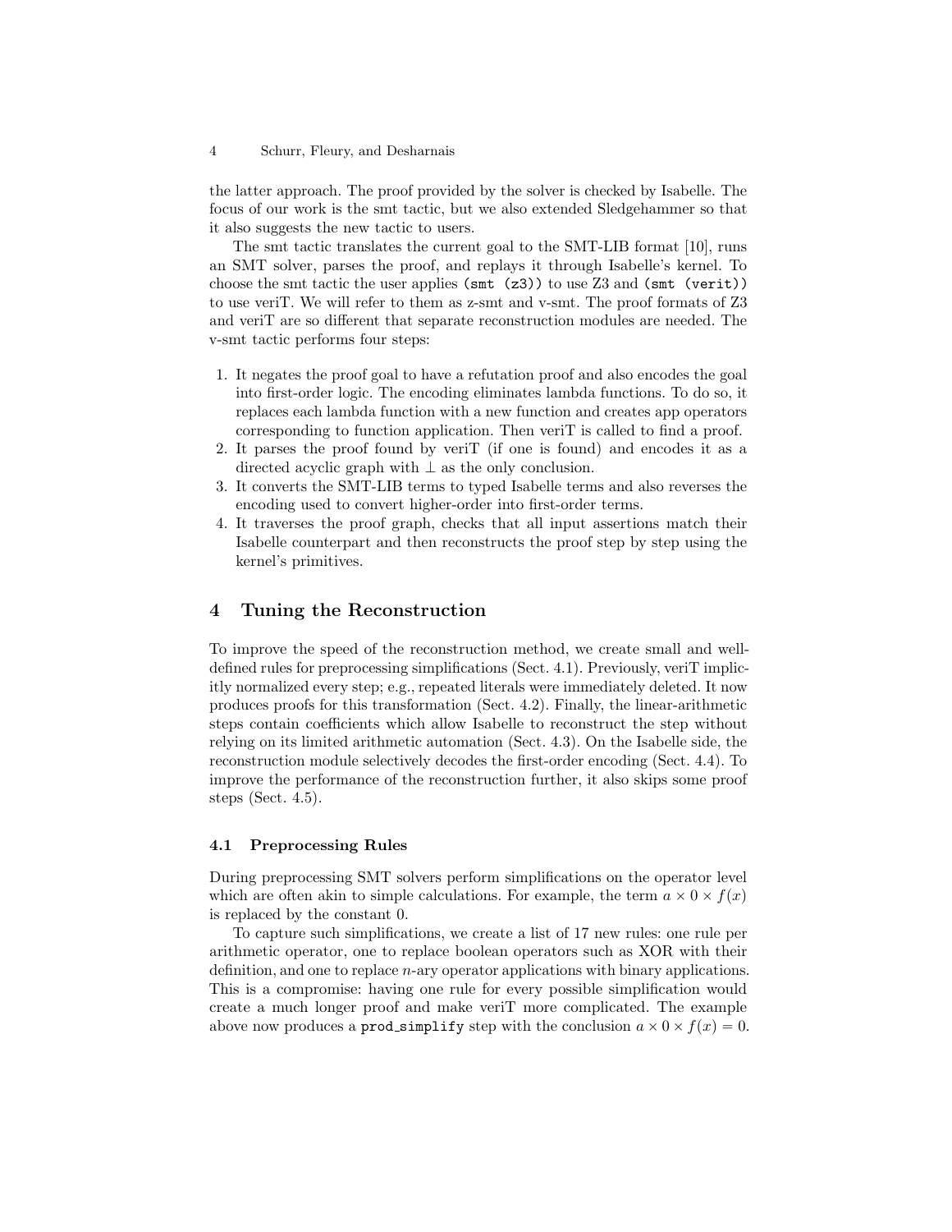the latter approach. The proof provided by the solver is checked by Isabelle. The focus of our work is the smt tactic, but we also extended Sledgehammer so that it also suggests the new tactic to users.

The smt tactic translates the current goal to the SMT-LIB format [10], runs an SMT solver, parses the proof, and replays it through Isabelle's kernel. To choose the smt tactic the user applies `(smt (z3))` to use Z3 and `(smt (verit))` to use veriT. We will refer to them as z-smt and v-smt. The proof formats of Z3 and veriT are so different that separate reconstruction modules are needed. The v-smt tactic performs four steps:

1. It negates the proof goal to have a refutation proof and also encodes the goal into first-order logic. The encoding eliminates lambda functions. To do so, it replaces each lambda function with a new function and creates app operators corresponding to function application. Then veriT is called to find a proof.
2. It parses the proof found by veriT (if one is found) and encodes it as a directed acyclic graph with $\bot$ as the only conclusion.
3. It converts the SMT-LIB terms to typed Isabelle terms and also reverses the encoding used to convert higher-order into first-order terms.
4. It traverses the proof graph, checks that all input assertions match their Isabelle counterpart and then reconstructs the proof step by step using the kernel's primitives.

## 4 Tuning the Reconstruction

To improve the speed of the reconstruction method, we create small and well-defined rules for preprocessing simplifications (Sect. 4.1). Previously, veriT implicitly normalized every step; e.g., repeated literals were immediately deleted. It now produces proofs for this transformation (Sect. 4.2). Finally, the linear-arithmetic steps contain coefficients which allow Isabelle to reconstruct the step without relying on its limited arithmetic automation (Sect. 4.3). On the Isabelle side, the reconstruction module selectively decodes the first-order encoding (Sect. 4.4). To improve the performance of the reconstruction further, it also skips some proof steps (Sect. 4.5).

### 4.1 Preprocessing Rules

During preprocessing SMT solvers perform simplifications on the operator level which are often akin to simple calculations. For example, the term $a \times 0 \times f(x)$ is replaced by the constant 0.

To capture such simplifications, we create a list of 17 new rules: one rule per arithmetic operator, one to replace boolean operators such as XOR with their definition, and one to replace $n$-ary operator applications with binary applications. This is a compromise: having one rule for every possible simplification would create a much longer proof and make veriT more complicated. The example above now produces a `prod_simplify` step with the conclusion $a \times 0 \times f(x) = 0$.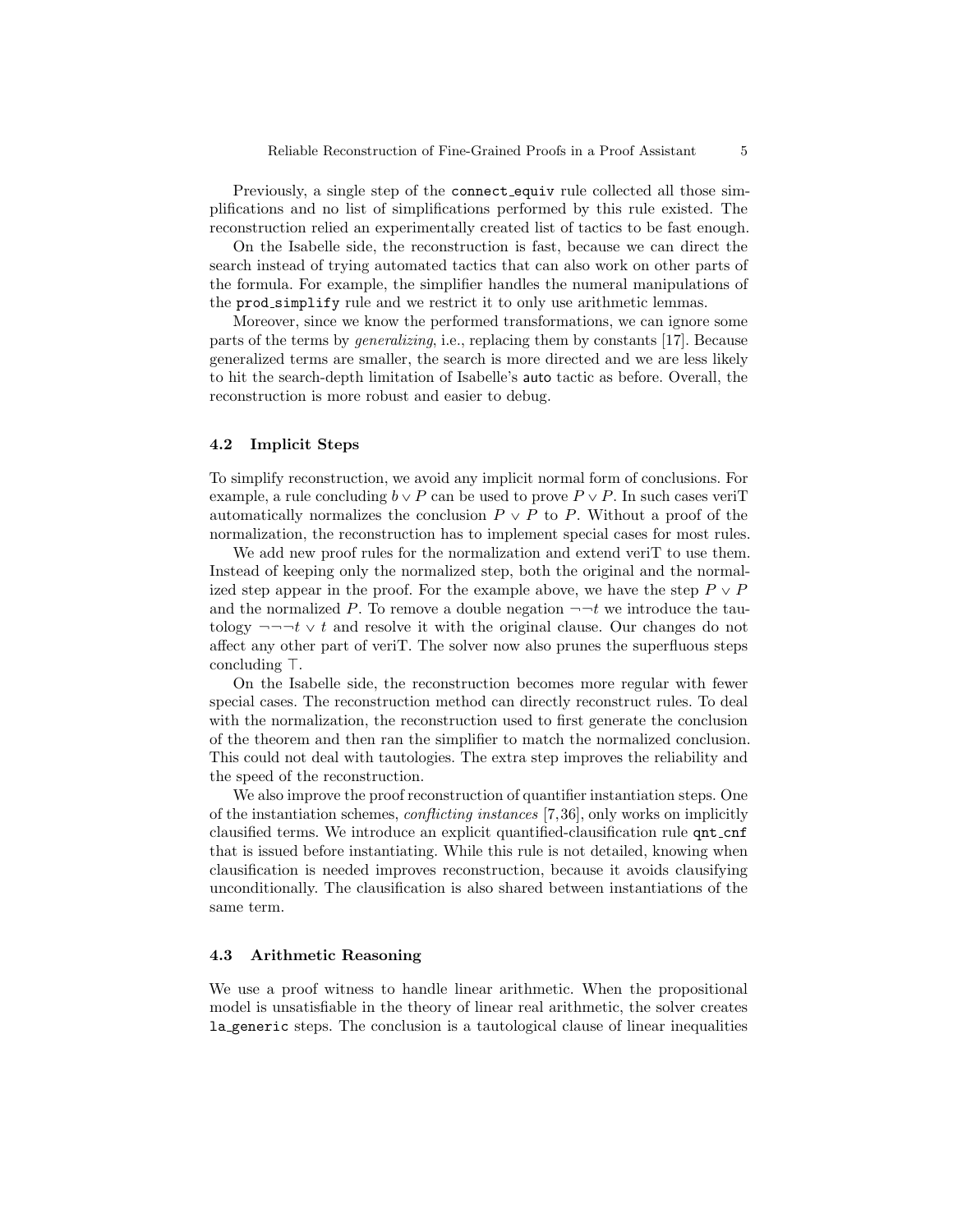Previously, a single step of the `connect_equiv` rule collected all those simplifications and no list of simplifications performed by this rule existed. The reconstruction relied an experimentally created list of tactics to be fast enough.

On the Isabelle side, the reconstruction is fast, because we can direct the search instead of trying automated tactics that can also work on other parts of the formula. For example, the simplifier handles the numeral manipulations of the `prod_simplify` rule and we restrict it to only use arithmetic lemmas.

Moreover, since we know the performed transformations, we can ignore some parts of the terms by *generalizing*, i.e., replacing them by constants [17]. Because generalized terms are smaller, the search is more directed and we are less likely to hit the search-depth limitation of Isabelle's `auto` tactic as before. Overall, the reconstruction is more robust and easier to debug.

### 4.2 Implicit Steps

To simplify reconstruction, we avoid any implicit normal form of conclusions. For example, a rule concluding $b \vee P$ can be used to prove $P \vee P$. In such cases veriT automatically normalizes the conclusion $P \vee P$ to $P$. Without a proof of the normalization, the reconstruction has to implement special cases for most rules.

We add new proof rules for the normalization and extend veriT to use them. Instead of keeping only the normalized step, both the original and the normalized step appear in the proof. For the example above, we have the step $P \vee P$ and the normalized $P$. To remove a double negation $\neg\neg t$ we introduce the tautology $\neg\neg\neg t \vee t$ and resolve it with the original clause. Our changes do not affect any other part of veriT. The solver now also prunes the superfluous steps concluding $\top$.

On the Isabelle side, the reconstruction becomes more regular with fewer special cases. The reconstruction method can directly reconstruct rules. To deal with the normalization, the reconstruction used to first generate the conclusion of the theorem and then ran the simplifier to match the normalized conclusion. This could not deal with tautologies. The extra step improves the reliability and the speed of the reconstruction.

We also improve the proof reconstruction of quantifier instantiation steps. One of the instantiation schemes, *conflicting instances* [7,36], only works on implicitly clausified terms. We introduce an explicit quantified-clausification rule `qnt_cnf` that is issued before instantiating. While this rule is not detailed, knowing when clausification is needed improves reconstruction, because it avoids clausifying unconditionally. The clausification is also shared between instantiations of the same term.

### 4.3 Arithmetic Reasoning

We use a proof witness to handle linear arithmetic. When the propositional model is unsatisfiable in the theory of linear real arithmetic, the solver creates `la_generic` steps. The conclusion is a tautological clause of linear inequalities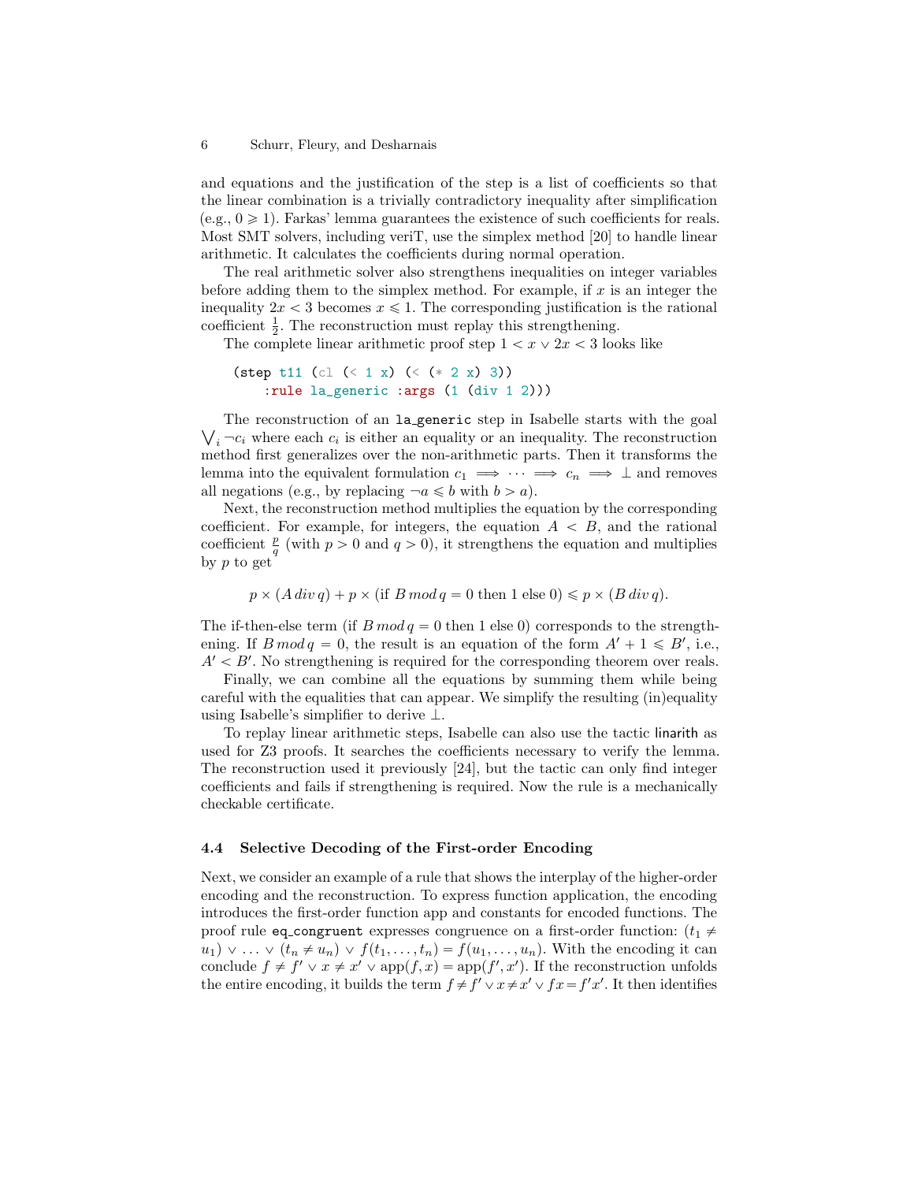and equations and the justification of the step is a list of coefficients so that the linear combination is a trivially contradictory inequality after simplification (e.g., $0 \geqslant 1$). Farkas' lemma guarantees the existence of such coefficients for reals. Most SMT solvers, including veriT, use the simplex method [20] to handle linear arithmetic. It calculates the coefficients during normal operation.

The real arithmetic solver also strengthens inequalities on integer variables before adding them to the simplex method. For example, if $x$ is an integer the inequality $2x < 3$ becomes $x \leqslant 1$. The corresponding justification is the rational coefficient $\frac{1}{2}$. The reconstruction must replay this strengthening.

The complete linear arithmetic proof step $1 < x \vee 2x < 3$ looks like

```
(step t11 (cl (< 1 x) (< (* 2 x) 3))
    :rule la_generic :args (1 (div 1 2)))
```

The reconstruction of an `la_generic` step in Isabelle starts with the goal $\bigvee_i \neg c_i$ where each $c_i$ is either an equality or an inequality. The reconstruction method first generalizes over the non-arithmetic parts. Then it transforms the lemma into the equivalent formulation $c_1 \implies \cdots \implies c_n \implies \bot$ and removes all negations (e.g., by replacing $\neg a \leqslant b$ with $b > a$).

Next, the reconstruction method multiplies the equation by the corresponding coefficient. For example, for integers, the equation $A < B$, and the rational coefficient $\frac{p}{q}$ (with $p > 0$ and $q > 0$), it strengthens the equation and multiplies by $p$ to get

$$p \times (A \, div \, q) + p \times (\text{if } B \, mod \, q = 0 \text{ then } 1 \text{ else } 0) \leqslant p \times (B \, div \, q).$$

The if-then-else term (if $B \, mod \, q = 0$ then 1 else 0) corresponds to the strengthening. If $B \, mod \, q = 0$, the result is an equation of the form $A' + 1 \leqslant B'$, i.e., $A' < B'$. No strengthening is required for the corresponding theorem over reals.

Finally, we can combine all the equations by summing them while being careful with the equalities that can appear. We simplify the resulting (in)equality using Isabelle's simplifier to derive $\bot$.

To replay linear arithmetic steps, Isabelle can also use the tactic linarith as used for Z3 proofs. It searches the coefficients necessary to verify the lemma. The reconstruction used it previously [24], but the tactic can only find integer coefficients and fails if strengthening is required. Now the rule is a mechanically checkable certificate.

### 4.4 Selective Decoding of the First-order Encoding

Next, we consider an example of a rule that shows the interplay of the higher-order encoding and the reconstruction. To express function application, the encoding introduces the first-order function app and constants for encoded functions. The proof rule `eq_congruent` expresses congruence on a first-order function: $(t_1 \neq u_1) \vee \ldots \vee (t_n \neq u_n) \vee f(t_1, \ldots, t_n) = f(u_1, \ldots, u_n)$. With the encoding it can conclude $f \neq f' \vee x \neq x' \vee \text{app}(f, x) = \text{app}(f', x')$. If the reconstruction unfolds the entire encoding, it builds the term $f \neq f' \vee x \neq x' \vee f x = f' x'$. It then identifies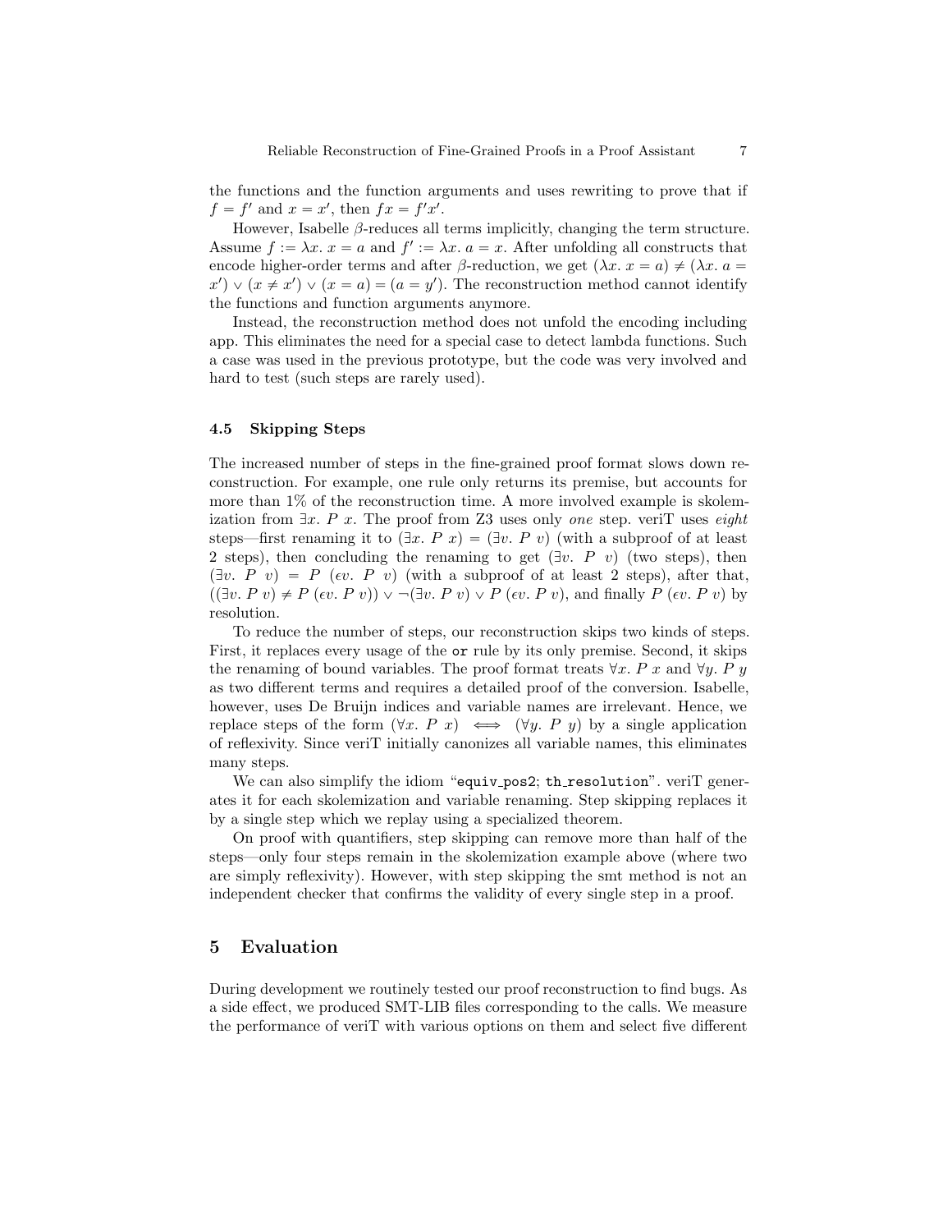the functions and the function arguments and uses rewriting to prove that if $f = f'$ and $x = x'$, then $f x = f' x'$.

However, Isabelle $\beta$-reduces all terms implicitly, changing the term structure. Assume $f := \lambda x.\ x = a$ and $f' := \lambda x.\ a = x$. After unfolding all constructs that encode higher-order terms and after $\beta$-reduction, we get $(\lambda x.\ x = a) \neq (\lambda x.\ a = x') \vee (x \neq x') \vee (x = a) = (a = y')$. The reconstruction method cannot identify the functions and function arguments anymore.

Instead, the reconstruction method does not unfold the encoding including app. This eliminates the need for a special case to detect lambda functions. Such a case was used in the previous prototype, but the code was very involved and hard to test (such steps are rarely used).

### 4.5 Skipping Steps

The increased number of steps in the fine-grained proof format slows down reconstruction. For example, one rule only returns its premise, but accounts for more than 1% of the reconstruction time. A more involved example is skolemization from $\exists x.\ P\ x$. The proof from Z3 uses only *one* step. veriT uses *eight* steps—first renaming it to $(\exists x.\ P\ x) = (\exists v.\ P\ v)$ (with a subproof of at least 2 steps), then concluding the renaming to get $(\exists v.\ P\ v)$ (two steps), then $(\exists v.\ P\ v) = P\ (\epsilon v.\ P\ v)$ (with a subproof of at least 2 steps), after that, $((\exists v.\ P\ v) \neq P\ (\epsilon v.\ P\ v)) \vee \neg(\exists v.\ P\ v) \vee P\ (\epsilon v.\ P\ v)$, and finally $P\ (\epsilon v.\ P\ v)$ by resolution.

To reduce the number of steps, our reconstruction skips two kinds of steps. First, it replaces every usage of the `or` rule by its only premise. Second, it skips the renaming of bound variables. The proof format treats $\forall x.\ P\ x$ and $\forall y.\ P\ y$ as two different terms and requires a detailed proof of the conversion. Isabelle, however, uses De Bruijn indices and variable names are irrelevant. Hence, we replace steps of the form $(\forall x.\ P\ x) \iff (\forall y.\ P\ y)$ by a single application of reflexivity. Since veriT initially canonizes all variable names, this eliminates many steps.

We can also simplify the idiom "`equiv_pos2`; `th_resolution`". veriT generates it for each skolemization and variable renaming. Step skipping replaces it by a single step which we replay using a specialized theorem.

On proof with quantifiers, step skipping can remove more than half of the steps—only four steps remain in the skolemization example above (where two are simply reflexivity). However, with step skipping the smt method is not an independent checker that confirms the validity of every single step in a proof.

## 5 Evaluation

During development we routinely tested our proof reconstruction to find bugs. As a side effect, we produced SMT-LIB files corresponding to the calls. We measure the performance of veriT with various options on them and select five different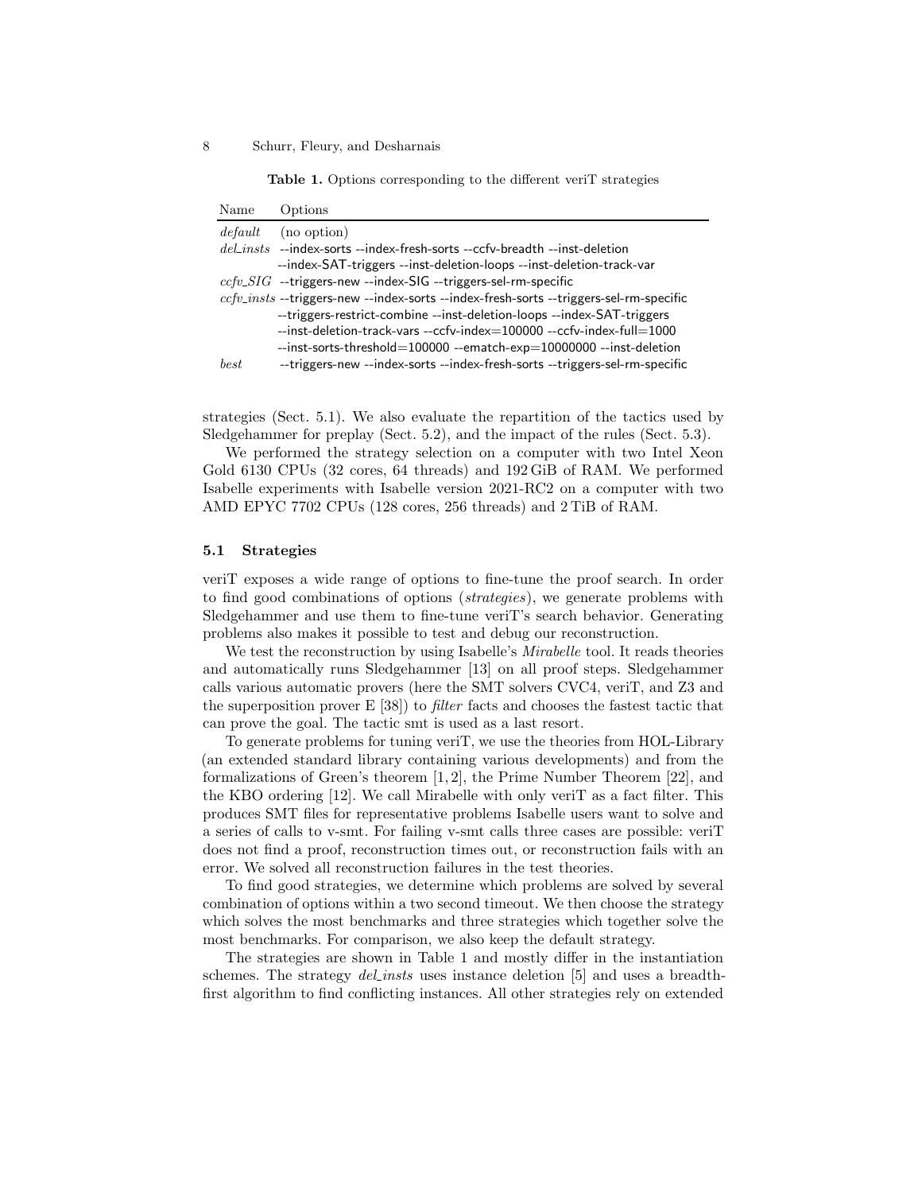**Table 1.** Options corresponding to the different veriT strategies

| Name | Options |
|---|---|
| *default* | (no option) |
| *del_insts* | --index-sorts --index-fresh-sorts --ccfv-breadth --inst-deletion --index-SAT-triggers --inst-deletion-loops --inst-deletion-track-var |
| *ccfv_SIG* | --triggers-new --index-SIG --triggers-sel-rm-specific |
| *ccfv_insts* | --triggers-new --index-sorts --index-fresh-sorts --triggers-sel-rm-specific --triggers-restrict-combine --inst-deletion-loops --index-SAT-triggers --inst-deletion-track-vars --ccfv-index=100000 --ccfv-index-full=1000 --inst-sorts-threshold=100000 --ematch-exp=10000000 --inst-deletion |
| *best* | --triggers-new --index-sorts --index-fresh-sorts --triggers-sel-rm-specific |

strategies (Sect. 5.1). We also evaluate the repartition of the tactics used by Sledgehammer for preplay (Sect. 5.2), and the impact of the rules (Sect. 5.3).

We performed the strategy selection on a computer with two Intel Xeon Gold 6130 CPUs (32 cores, 64 threads) and 192 GiB of RAM. We performed Isabelle experiments with Isabelle version 2021-RC2 on a computer with two AMD EPYC 7702 CPUs (128 cores, 256 threads) and 2 TiB of RAM.

### 5.1 Strategies

veriT exposes a wide range of options to fine-tune the proof search. In order to find good combinations of options (*strategies*), we generate problems with Sledgehammer and use them to fine-tune veriT's search behavior. Generating problems also makes it possible to test and debug our reconstruction.

We test the reconstruction by using Isabelle's *Mirabelle* tool. It reads theories and automatically runs Sledgehammer [13] on all proof steps. Sledgehammer calls various automatic provers (here the SMT solvers CVC4, veriT, and Z3 and the superposition prover E [38]) to *filter* facts and chooses the fastest tactic that can prove the goal. The tactic smt is used as a last resort.

To generate problems for tuning veriT, we use the theories from HOL-Library (an extended standard library containing various developments) and from the formalizations of Green's theorem [1, 2], the Prime Number Theorem [22], and the KBO ordering [12]. We call Mirabelle with only veriT as a fact filter. This produces SMT files for representative problems Isabelle users want to solve and a series of calls to v-smt. For failing v-smt calls three cases are possible: veriT does not find a proof, reconstruction times out, or reconstruction fails with an error. We solved all reconstruction failures in the test theories.

To find good strategies, we determine which problems are solved by several combination of options within a two second timeout. We then choose the strategy which solves the most benchmarks and three strategies which together solve the most benchmarks. For comparison, we also keep the default strategy.

The strategies are shown in Table 1 and mostly differ in the instantiation schemes. The strategy *del_insts* uses instance deletion [5] and uses a breadth-first algorithm to find conflicting instances. All other strategies rely on extended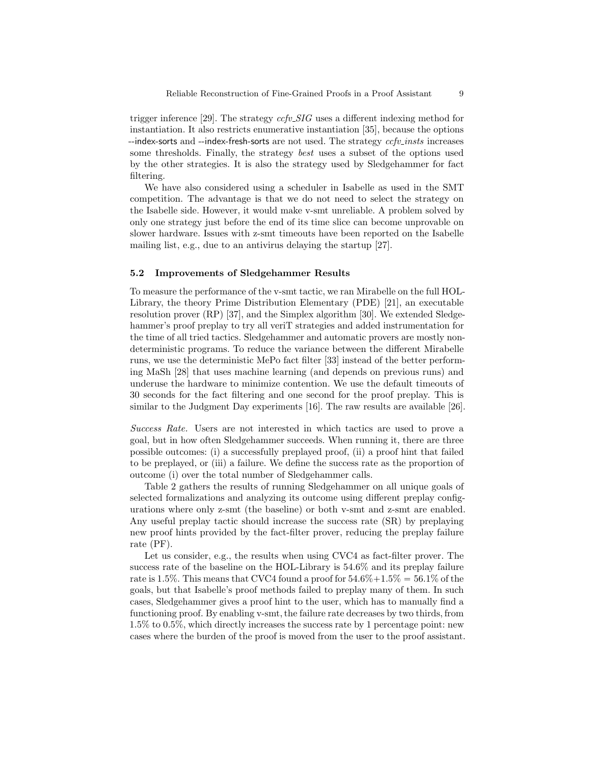trigger inference [29]. The strategy *ccfv_SIG* uses a different indexing method for instantiation. It also restricts enumerative instantiation [35], because the options --index-sorts and --index-fresh-sorts are not used. The strategy *ccfv_insts* increases some thresholds. Finally, the strategy *best* uses a subset of the options used by the other strategies. It is also the strategy used by Sledgehammer for fact filtering.

We have also considered using a scheduler in Isabelle as used in the SMT competition. The advantage is that we do not need to select the strategy on the Isabelle side. However, it would make v-smt unreliable. A problem solved by only one strategy just before the end of its time slice can become unprovable on slower hardware. Issues with z-smt timeouts have been reported on the Isabelle mailing list, e.g., due to an antivirus delaying the startup [27].

### 5.2 Improvements of Sledgehammer Results

To measure the performance of the v-smt tactic, we ran Mirabelle on the full HOL-Library, the theory Prime Distribution Elementary (PDE) [21], an executable resolution prover (RP) [37], and the Simplex algorithm [30]. We extended Sledgehammer's proof preplay to try all veriT strategies and added instrumentation for the time of all tried tactics. Sledgehammer and automatic provers are mostly nondeterministic programs. To reduce the variance between the different Mirabelle runs, we use the deterministic MePo fact filter [33] instead of the better performing MaSh [28] that uses machine learning (and depends on previous runs) and underuse the hardware to minimize contention. We use the default timeouts of 30 seconds for the fact filtering and one second for the proof preplay. This is similar to the Judgment Day experiments [16]. The raw results are available [26].

*Success Rate.* Users are not interested in which tactics are used to prove a goal, but in how often Sledgehammer succeeds. When running it, there are three possible outcomes: (i) a successfully preplayed proof, (ii) a proof hint that failed to be preplayed, or (iii) a failure. We define the success rate as the proportion of outcome (i) over the total number of Sledgehammer calls.

Table 2 gathers the results of running Sledgehammer on all unique goals of selected formalizations and analyzing its outcome using different preplay configurations where only z-smt (the baseline) or both v-smt and z-smt are enabled. Any useful preplay tactic should increase the success rate (SR) by preplaying new proof hints provided by the fact-filter prover, reducing the preplay failure rate (PF).

Let us consider, e.g., the results when using CVC4 as fact-filter prover. The success rate of the baseline on the HOL-Library is 54.6% and its preplay failure rate is 1.5%. This means that CVC4 found a proof for 54.6%+1.5% = 56.1% of the goals, but that Isabelle's proof methods failed to preplay many of them. In such cases, Sledgehammer gives a proof hint to the user, which has to manually find a functioning proof. By enabling v-smt, the failure rate decreases by two thirds, from 1.5% to 0.5%, which directly increases the success rate by 1 percentage point: new cases where the burden of the proof is moved from the user to the proof assistant.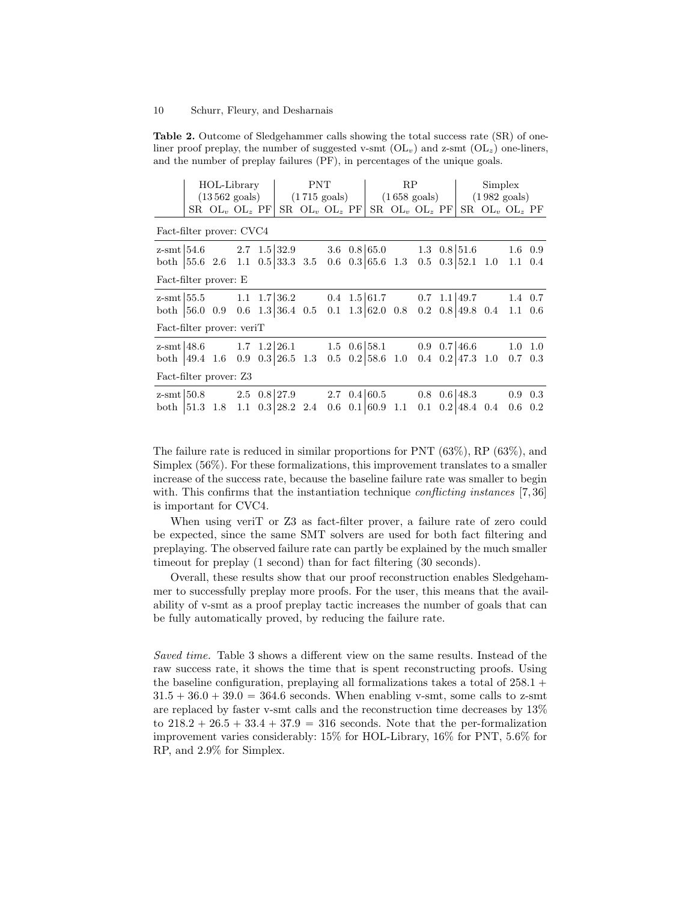**Table 2.** Outcome of Sledgehammer calls showing the total success rate (SR) of one-liner proof preplay, the number of suggested v-smt ($OL_v$) and z-smt ($OL_z$) one-liners, and the number of preplay failures (PF), in percentages of the unique goals.

| | HOL-Library (13 562 goals) | | | | PNT (1 715 goals) | | | | RP (1 658 goals) | | | | Simplex (1 982 goals) | | | |
|---|---|---|---|---|---|---|---|---|---|---|---|---|---|---|---|---|
| | SR | $OL_v$ | $OL_z$ | PF | SR | $OL_v$ | $OL_z$ | PF | SR | $OL_v$ | $OL_z$ | PF | SR | $OL_v$ | $OL_z$ | PF |
| *Fact-filter prover: CVC4* | | | | | | | | | | | | | | | | |
| z-smt | 54.6 | | 2.7 | 1.5 | 32.9 | | 3.6 | 0.8 | 65.0 | | 1.3 | 0.8 | 51.6 | | 1.6 | 0.9 |
| both | 55.6 | 2.6 | 1.1 | 0.5 | 33.3 | 3.5 | 0.6 | 0.3 | 65.6 | 1.3 | 0.5 | 0.3 | 52.1 | 1.0 | 1.1 | 0.4 |
| *Fact-filter prover: E* | | | | | | | | | | | | | | | | |
| z-smt | 55.5 | | 1.1 | 1.7 | 36.2 | | 0.4 | 1.5 | 61.7 | | 0.7 | 1.1 | 49.7 | | 1.4 | 0.7 |
| both | 56.0 | 0.9 | 0.6 | 1.3 | 36.4 | 0.5 | 0.1 | 1.3 | 62.0 | 0.8 | 0.2 | 0.8 | 49.8 | 0.4 | 1.1 | 0.6 |
| *Fact-filter prover: veriT* | | | | | | | | | | | | | | | | |
| z-smt | 48.6 | | 1.7 | 1.2 | 26.1 | | 1.5 | 0.6 | 58.1 | | 0.9 | 0.7 | 46.6 | | 1.0 | 1.0 |
| both | 49.4 | 1.6 | 0.9 | 0.3 | 26.5 | 1.3 | 0.5 | 0.2 | 58.6 | 1.0 | 0.4 | 0.2 | 47.3 | 1.0 | 0.7 | 0.3 |
| *Fact-filter prover: Z3* | | | | | | | | | | | | | | | | |
| z-smt | 50.8 | | 2.5 | 0.8 | 27.9 | | 2.7 | 0.4 | 60.5 | | 0.8 | 0.6 | 48.3 | | 0.9 | 0.3 |
| both | 51.3 | 1.8 | 1.1 | 0.3 | 28.2 | 2.4 | 0.6 | 0.1 | 60.9 | 1.1 | 0.1 | 0.2 | 48.4 | 0.4 | 0.6 | 0.2 |

The failure rate is reduced in similar proportions for PNT (63%), RP (63%), and Simplex (56%). For these formalizations, this improvement translates to a smaller increase of the success rate, because the baseline failure rate was smaller to begin with. This confirms that the instantiation technique *conflicting instances* [7, 36] is important for CVC4.

When using veriT or Z3 as fact-filter prover, a failure rate of zero could be expected, since the same SMT solvers are used for both fact filtering and preplaying. The observed failure rate can partly be explained by the much smaller timeout for preplay (1 second) than for fact filtering (30 seconds).

Overall, these results show that our proof reconstruction enables Sledgehammer to successfully preplay more proofs. For the user, this means that the availability of v-smt as a proof preplay tactic increases the number of goals that can be fully automatically proved, by reducing the failure rate.

*Saved time.* Table 3 shows a different view on the same results. Instead of the raw success rate, it shows the time that is spent reconstructing proofs. Using the baseline configuration, preplaying all formalizations takes a total of $258.1 + 31.5 + 36.0 + 39.0 = 364.6$ seconds. When enabling v-smt, some calls to z-smt are replaced by faster v-smt calls and the reconstruction time decreases by 13% to $218.2 + 26.5 + 33.4 + 37.9 = 316$ seconds. Note that the per-formalization improvement varies considerably: 15% for HOL-Library, 16% for PNT, 5.6% for RP, and 2.9% for Simplex.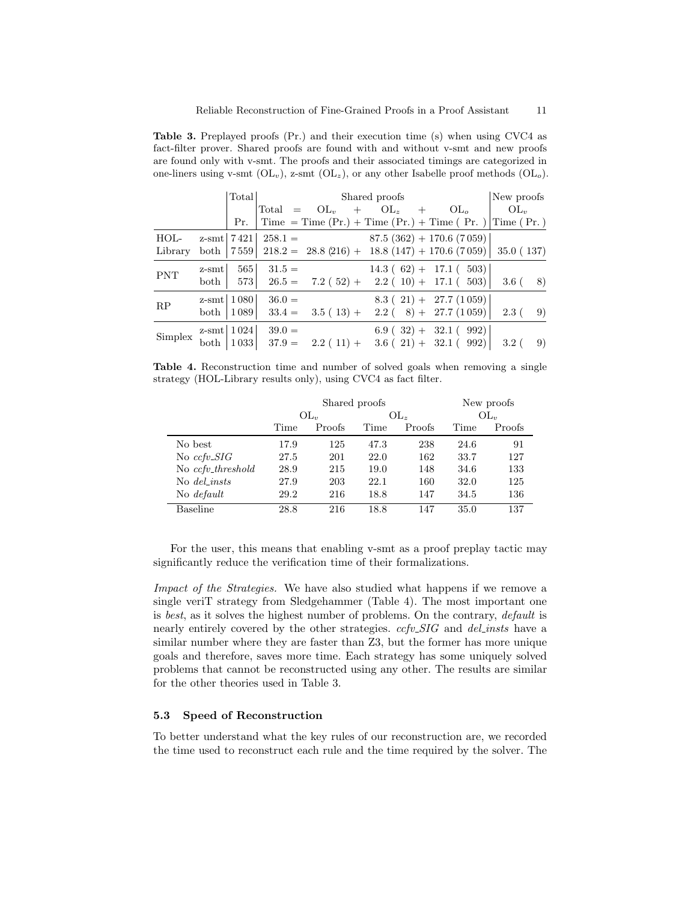**Table 3.** Preplayed proofs (Pr.) and their execution time (s) when using CVC4 as fact-filter prover. Shared proofs are found with and without v-smt and new proofs are found only with v-smt. The proofs and their associated timings are categorized in one-liners using v-smt ($OL_v$), z-smt ($OL_z$), or any other Isabelle proof methods ($OL_o$).

| | | Total | Shared proofs | | | | New proofs |
|---|---|---|---|---|---|---|---|
| | | | Total = | $OL_v$ + | $OL_z$ + | $OL_o$ | $OL_v$ |
| | | Pr. | Time = | Time (Pr.) + | Time (Pr.) + | Time (Pr.) | Time (Pr.) |
| HOL-Library | z-smt | 7421 | 258.1 = | | 87.5 (362) + | 170.6 (7059) | |
| | both | 7559 | 218.2 = | 28.8 (216) + | 18.8 (147) + | 170.6 (7059) | 35.0 (137) |
| PNT | z-smt | 565 | 31.5 = | | 14.3 (62) + | 17.1 (503) | |
| | both | 573 | 26.5 = | 7.2 (52) + | 2.2 (10) + | 17.1 (503) | 3.6 (8) |
| RP | z-smt | 1080 | 36.0 = | | 8.3 (21) + | 27.7 (1059) | |
| | both | 1089 | 33.4 = | 3.5 (13) + | 2.2 (8) + | 27.7 (1059) | 2.3 (9) |
| Simplex | z-smt | 1024 | 39.0 = | | 6.9 (32) + | 32.1 (992) | |
| | both | 1033 | 37.9 = | 2.2 (11) + | 3.6 (21) + | 32.1 (992) | 3.2 (9) |

**Table 4.** Reconstruction time and number of solved goals when removing a single strategy (HOL-Library results only), using CVC4 as fact filter.

| | Shared proofs | | | | New proofs | |
|---|---|---|---|---|---|---|
| | $OL_v$ | | $OL_z$ | | $OL_v$ | |
| | Time | Proofs | Time | Proofs | Time | Proofs |
| No best | 17.9 | 125 | 47.3 | 238 | 24.6 | 91 |
| No *ccfv_SIG* | 27.5 | 201 | 22.0 | 162 | 33.7 | 127 |
| No *ccfv_threshold* | 28.9 | 215 | 19.0 | 148 | 34.6 | 133 |
| No *del_insts* | 27.9 | 203 | 22.1 | 160 | 32.0 | 125 |
| No *default* | 29.2 | 216 | 18.8 | 147 | 34.5 | 136 |
| Baseline | 28.8 | 216 | 18.8 | 147 | 35.0 | 137 |

For the user, this means that enabling v-smt as a proof preplay tactic may significantly reduce the verification time of their formalizations.

*Impact of the Strategies.* We have also studied what happens if we remove a single veriT strategy from Sledgehammer (Table 4). The most important one is *best*, as it solves the highest number of problems. On the contrary, *default* is nearly entirely covered by the other strategies. *ccfv_SIG* and *del_insts* have a similar number where they are faster than Z3, but the former has more unique goals and therefore, saves more time. Each strategy has some uniquely solved problems that cannot be reconstructed using any other. The results are similar for the other theories used in Table 3.

### 5.3 Speed of Reconstruction

To better understand what the key rules of our reconstruction are, we recorded the time used to reconstruct each rule and the time required by the solver. The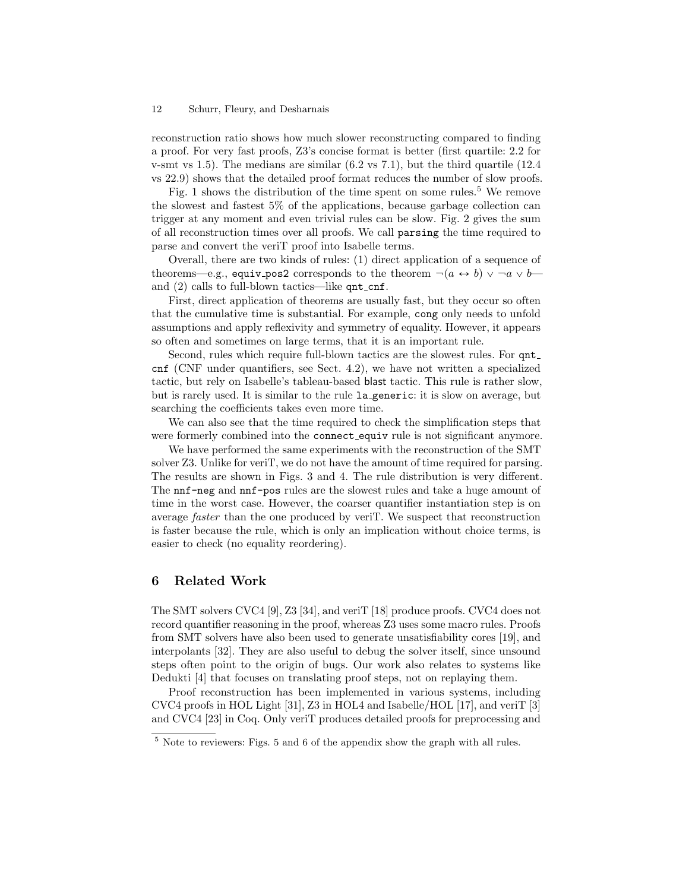reconstruction ratio shows how much slower reconstructing compared to finding a proof. For very fast proofs, Z3's concise format is better (first quartile: 2.2 for v-smt vs 1.5). The medians are similar (6.2 vs 7.1), but the third quartile (12.4 vs 22.9) shows that the detailed proof format reduces the number of slow proofs.

Fig. 1 shows the distribution of the time spent on some rules.[5] We remove the slowest and fastest 5% of the applications, because garbage collection can trigger at any moment and even trivial rules can be slow. Fig. 2 gives the sum of all reconstruction times over all proofs. We call `parsing` the time required to parse and convert the veriT proof into Isabelle terms.

Overall, there are two kinds of rules: (1) direct application of a sequence of theorems—e.g., `equiv_pos2` corresponds to the theorem $\neg(a \leftrightarrow b) \vee \neg a \vee b$—and (2) calls to full-blown tactics—like `qnt_cnf`.

First, direct application of theorems are usually fast, but they occur so often that the cumulative time is substantial. For example, `cong` only needs to unfold assumptions and apply reflexivity and symmetry of equality. However, it appears so often and sometimes on large terms, that it is an important rule.

Second, rules which require full-blown tactics are the slowest rules. For `qnt_cnf` (CNF under quantifiers, see Sect. 4.2), we have not written a specialized tactic, but rely on Isabelle's tableau-based blast tactic. This rule is rather slow, but is rarely used. It is similar to the rule `la_generic`: it is slow on average, but searching the coefficients takes even more time.

We can also see that the time required to check the simplification steps that were formerly combined into the `connect_equiv` rule is not significant anymore.

We have performed the same experiments with the reconstruction of the SMT solver Z3. Unlike for veriT, we do not have the amount of time required for parsing. The results are shown in Figs. 3 and 4. The rule distribution is very different. The `nnf-neg` and `nnf-pos` rules are the slowest rules and take a huge amount of time in the worst case. However, the coarser quantifier instantiation step is on average *faster* than the one produced by veriT. We suspect that reconstruction is faster because the rule, which is only an implication without choice terms, is easier to check (no equality reordering).

## 6 Related Work

The SMT solvers CVC4 [9], Z3 [34], and veriT [18] produce proofs. CVC4 does not record quantifier reasoning in the proof, whereas Z3 uses some macro rules. Proofs from SMT solvers have also been used to generate unsatisfiability cores [19], and interpolants [32]. They are also useful to debug the solver itself, since unsound steps often point to the origin of bugs. Our work also relates to systems like Dedukti [4] that focuses on translating proof steps, not on replaying them.

Proof reconstruction has been implemented in various systems, including CVC4 proofs in HOL Light [31], Z3 in HOL4 and Isabelle/HOL [17], and veriT [3] and CVC4 [23] in Coq. Only veriT produces detailed proofs for preprocessing and

[5] Note to reviewers: Figs. 5 and 6 of the appendix show the graph with all rules.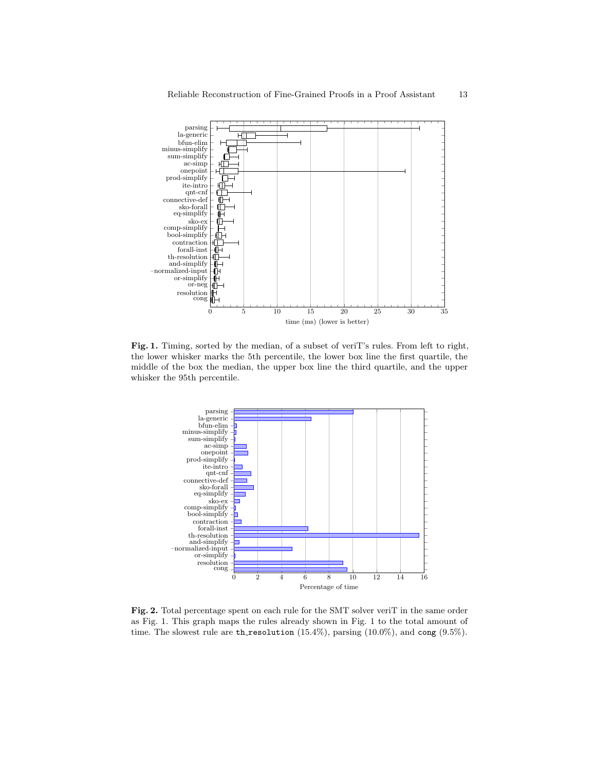**Fig. 1.** Timing, sorted by the median, of a subset of veriT's rules. From left to right, the lower whisker marks the 5th percentile, the lower box line the first quartile, the middle of the box the median, the upper box line the third quartile, and the upper whisker the 95th percentile.

**Fig. 2.** Total percentage spent on each rule for the SMT solver veriT in the same order as Fig. 1. This graph maps the rules already shown in Fig. 1 to the total amount of time. The slowest rule are `th_resolution` (15.4%), parsing (10.0%), and `cong` (9.5%).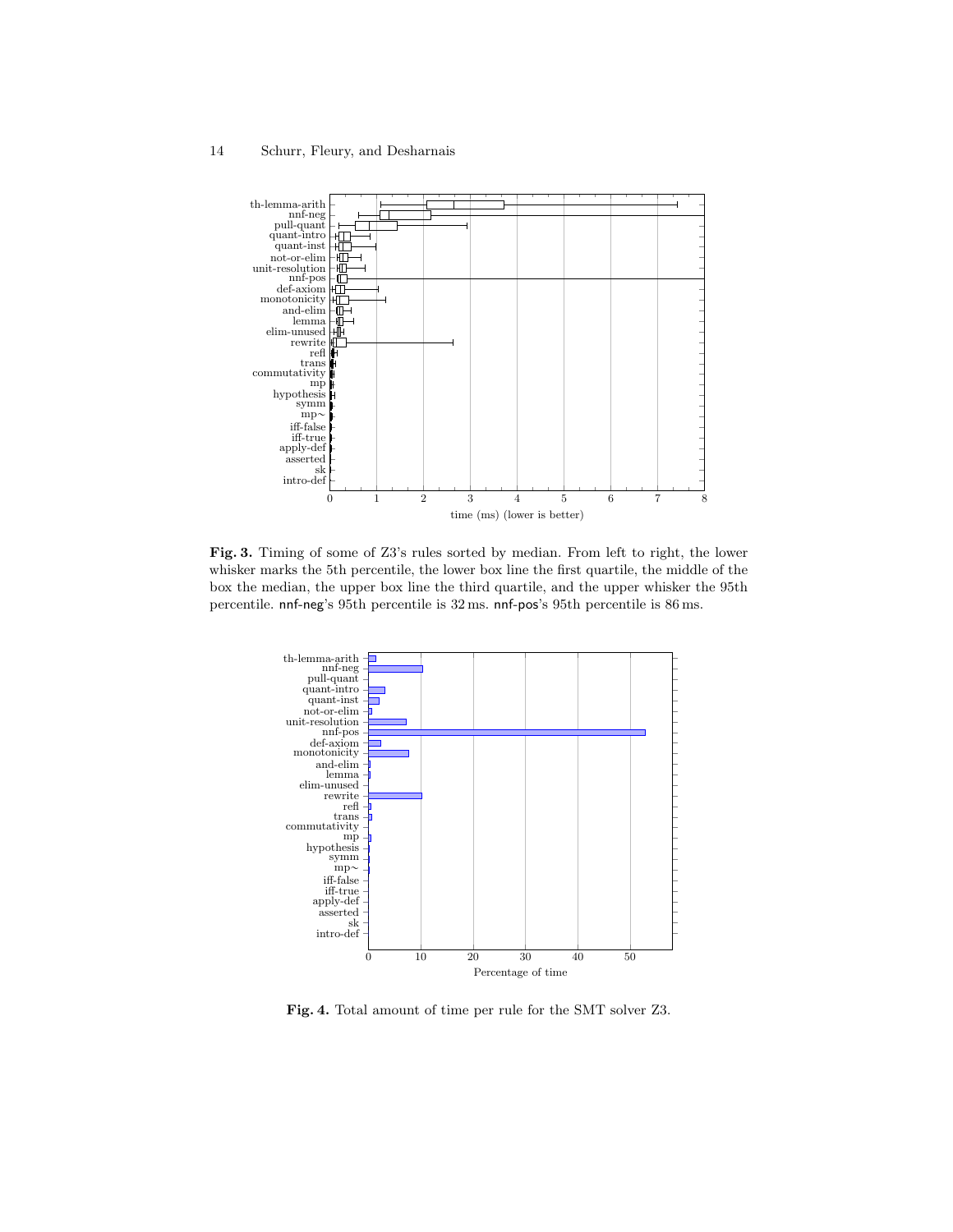**Fig. 3.** Timing of some of Z3's rules sorted by median. From left to right, the lower whisker marks the 5th percentile, the lower box line the first quartile, the middle of the box the median, the upper box line the third quartile, and the upper whisker the 95th percentile. nnf-neg's 95th percentile is 32 ms. nnf-pos's 95th percentile is 86 ms.

**Fig. 4.** Total amount of time per rule for the SMT solver Z3.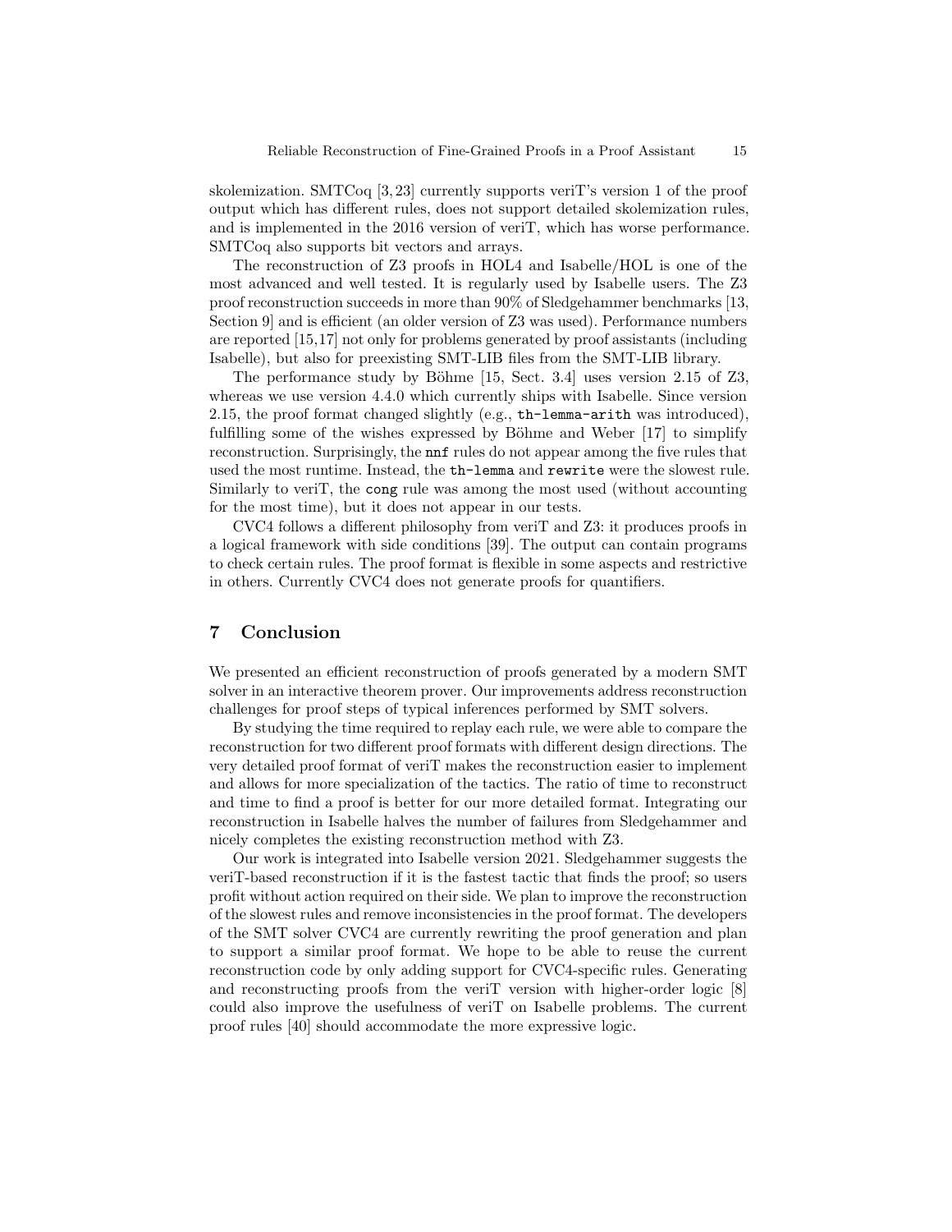skolemization. SMTCoq [3, 23] currently supports veriT's version 1 of the proof output which has different rules, does not support detailed skolemization rules, and is implemented in the 2016 version of veriT, which has worse performance. SMTCoq also supports bit vectors and arrays.

The reconstruction of Z3 proofs in HOL4 and Isabelle/HOL is one of the most advanced and well tested. It is regularly used by Isabelle users. The Z3 proof reconstruction succeeds in more than 90% of Sledgehammer benchmarks [13, Section 9] and is efficient (an older version of Z3 was used). Performance numbers are reported [15,17] not only for problems generated by proof assistants (including Isabelle), but also for preexisting SMT-LIB files from the SMT-LIB library.

The performance study by Böhme [15, Sect. 3.4] uses version 2.15 of Z3, whereas we use version 4.4.0 which currently ships with Isabelle. Since version 2.15, the proof format changed slightly (e.g., `th-lemma-arith` was introduced), fulfilling some of the wishes expressed by Böhme and Weber [17] to simplify reconstruction. Surprisingly, the `nnf` rules do not appear among the five rules that used the most runtime. Instead, the `th-lemma` and `rewrite` were the slowest rule. Similarly to veriT, the `cong` rule was among the most used (without accounting for the most time), but it does not appear in our tests.

CVC4 follows a different philosophy from veriT and Z3: it produces proofs in a logical framework with side conditions [39]. The output can contain programs to check certain rules. The proof format is flexible in some aspects and restrictive in others. Currently CVC4 does not generate proofs for quantifiers.

## 7 Conclusion

We presented an efficient reconstruction of proofs generated by a modern SMT solver in an interactive theorem prover. Our improvements address reconstruction challenges for proof steps of typical inferences performed by SMT solvers.

By studying the time required to replay each rule, we were able to compare the reconstruction for two different proof formats with different design directions. The very detailed proof format of veriT makes the reconstruction easier to implement and allows for more specialization of the tactics. The ratio of time to reconstruct and time to find a proof is better for our more detailed format. Integrating our reconstruction in Isabelle halves the number of failures from Sledgehammer and nicely completes the existing reconstruction method with Z3.

Our work is integrated into Isabelle version 2021. Sledgehammer suggests the veriT-based reconstruction if it is the fastest tactic that finds the proof; so users profit without action required on their side. We plan to improve the reconstruction of the slowest rules and remove inconsistencies in the proof format. The developers of the SMT solver CVC4 are currently rewriting the proof generation and plan to support a similar proof format. We hope to be able to reuse the current reconstruction code by only adding support for CVC4-specific rules. Generating and reconstructing proofs from the veriT version with higher-order logic [8] could also improve the usefulness of veriT on Isabelle problems. The current proof rules [40] should accommodate the more expressive logic.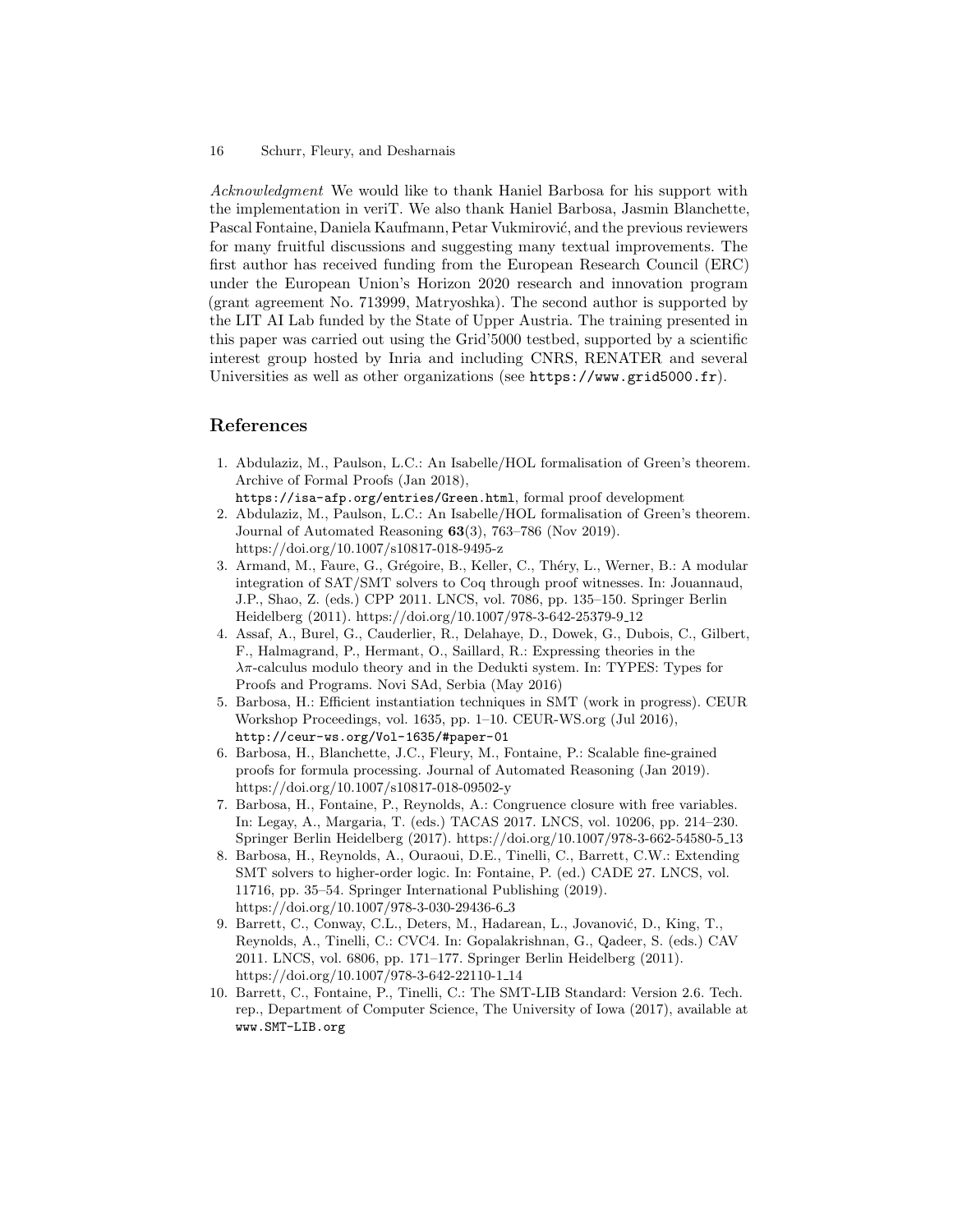*Acknowledgment* We would like to thank Haniel Barbosa for his support with the implementation in veriT. We also thank Haniel Barbosa, Jasmin Blanchette, Pascal Fontaine, Daniela Kaufmann, Petar Vukmirović, and the previous reviewers for many fruitful discussions and suggesting many textual improvements. The first author has received funding from the European Research Council (ERC) under the European Union's Horizon 2020 research and innovation program (grant agreement No. 713999, Matryoshka). The second author is supported by the LIT AI Lab funded by the State of Upper Austria. The training presented in this paper was carried out using the Grid'5000 testbed, supported by a scientific interest group hosted by Inria and including CNRS, RENATER and several Universities as well as other organizations (see `https://www.grid5000.fr`).

## References

1. Abdulaziz, M., Paulson, L.C.: An Isabelle/HOL formalisation of Green's theorem. Archive of Formal Proofs (Jan 2018), `https://isa-afp.org/entries/Green.html`, formal proof development
2. Abdulaziz, M., Paulson, L.C.: An Isabelle/HOL formalisation of Green's theorem. Journal of Automated Reasoning **63**(3), 763–786 (Nov 2019). https://doi.org/10.1007/s10817-018-9495-z
3. Armand, M., Faure, G., Grégoire, B., Keller, C., Théry, L., Werner, B.: A modular integration of SAT/SMT solvers to Coq through proof witnesses. In: Jouannaud, J.P., Shao, Z. (eds.) CPP 2011. LNCS, vol. 7086, pp. 135–150. Springer Berlin Heidelberg (2011). https://doi.org/10.1007/978-3-642-25379-9_12
4. Assaf, A., Burel, G., Cauderlier, R., Delahaye, D., Dowek, G., Dubois, C., Gilbert, F., Halmagrand, P., Hermant, O., Saillard, R.: Expressing theories in the $\lambda\pi$-calculus modulo theory and in the Dedukti system. In: TYPES: Types for Proofs and Programs. Novi SAd, Serbia (May 2016)
5. Barbosa, H.: Efficient instantiation techniques in SMT (work in progress). CEUR Workshop Proceedings, vol. 1635, pp. 1–10. CEUR-WS.org (Jul 2016), `http://ceur-ws.org/Vol-1635/#paper-01`
6. Barbosa, H., Blanchette, J.C., Fleury, M., Fontaine, P.: Scalable fine-grained proofs for formula processing. Journal of Automated Reasoning (Jan 2019). https://doi.org/10.1007/s10817-018-09502-y
7. Barbosa, H., Fontaine, P., Reynolds, A.: Congruence closure with free variables. In: Legay, A., Margaria, T. (eds.) TACAS 2017. LNCS, vol. 10206, pp. 214–230. Springer Berlin Heidelberg (2017). https://doi.org/10.1007/978-3-662-54580-5_13
8. Barbosa, H., Reynolds, A., Ouraoui, D.E., Tinelli, C., Barrett, C.W.: Extending SMT solvers to higher-order logic. In: Fontaine, P. (ed.) CADE 27. LNCS, vol. 11716, pp. 35–54. Springer International Publishing (2019). https://doi.org/10.1007/978-3-030-29436-6_3
9. Barrett, C., Conway, C.L., Deters, M., Hadarean, L., Jovanović, D., King, T., Reynolds, A., Tinelli, C.: CVC4. In: Gopalakrishnan, G., Qadeer, S. (eds.) CAV 2011. LNCS, vol. 6806, pp. 171–177. Springer Berlin Heidelberg (2011). https://doi.org/10.1007/978-3-642-22110-1_14
10. Barrett, C., Fontaine, P., Tinelli, C.: The SMT-LIB Standard: Version 2.6. Tech. rep., Department of Computer Science, The University of Iowa (2017), available at `www.SMT-LIB.org`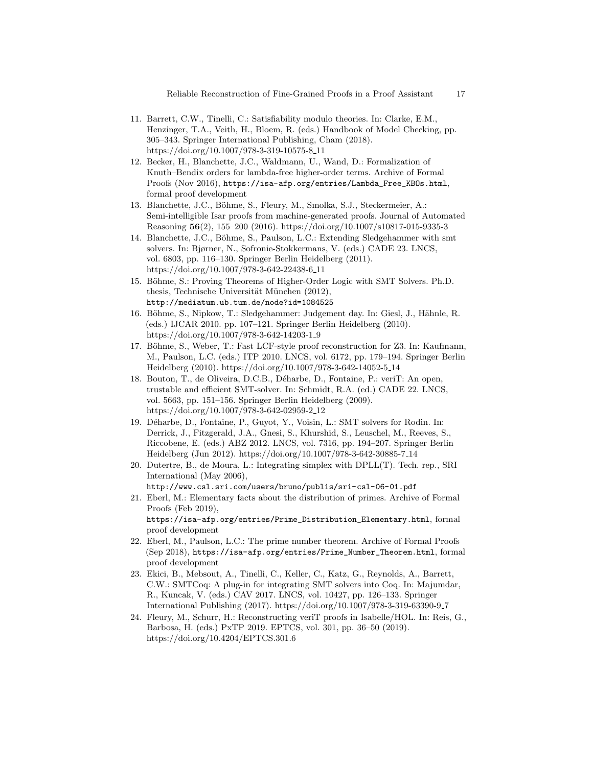11. Barrett, C.W., Tinelli, C.: Satisfiability modulo theories. In: Clarke, E.M., Henzinger, T.A., Veith, H., Bloem, R. (eds.) Handbook of Model Checking, pp. 305–343. Springer International Publishing, Cham (2018). https://doi.org/10.1007/978-3-319-10575-8_11
12. Becker, H., Blanchette, J.C., Waldmann, U., Wand, D.: Formalization of Knuth–Bendix orders for lambda-free higher-order terms. Archive of Formal Proofs (Nov 2016), https://isa-afp.org/entries/Lambda_Free_KBOs.html, formal proof development
13. Blanchette, J.C., Böhme, S., Fleury, M., Smolka, S.J., Steckermeier, A.: Semi-intelligible Isar proofs from machine-generated proofs. Journal of Automated Reasoning **56**(2), 155–200 (2016). https://doi.org/10.1007/s10817-015-9335-3
14. Blanchette, J.C., Böhme, S., Paulson, L.C.: Extending Sledgehammer with smt solvers. In: Bjørner, N., Sofronie-Stokkermans, V. (eds.) CADE 23. LNCS, vol. 6803, pp. 116–130. Springer Berlin Heidelberg (2011). https://doi.org/10.1007/978-3-642-22438-6_11
15. Böhme, S.: Proving Theorems of Higher-Order Logic with SMT Solvers. Ph.D. thesis, Technische Universität München (2012), http://mediatum.ub.tum.de/node?id=1084525
16. Böhme, S., Nipkow, T.: Sledgehammer: Judgement day. In: Giesl, J., Hähnle, R. (eds.) IJCAR 2010. pp. 107–121. Springer Berlin Heidelberg (2010). https://doi.org/10.1007/978-3-642-14203-1_9
17. Böhme, S., Weber, T.: Fast LCF-style proof reconstruction for Z3. In: Kaufmann, M., Paulson, L.C. (eds.) ITP 2010. LNCS, vol. 6172, pp. 179–194. Springer Berlin Heidelberg (2010). https://doi.org/10.1007/978-3-642-14052-5_14
18. Bouton, T., de Oliveira, D.C.B., Déharbe, D., Fontaine, P.: veriT: An open, trustable and efficient SMT-solver. In: Schmidt, R.A. (ed.) CADE 22. LNCS, vol. 5663, pp. 151–156. Springer Berlin Heidelberg (2009). https://doi.org/10.1007/978-3-642-02959-2_12
19. Déharbe, D., Fontaine, P., Guyot, Y., Voisin, L.: SMT solvers for Rodin. In: Derrick, J., Fitzgerald, J.A., Gnesi, S., Khurshid, S., Leuschel, M., Reeves, S., Riccobene, E. (eds.) ABZ 2012. LNCS, vol. 7316, pp. 194–207. Springer Berlin Heidelberg (Jun 2012). https://doi.org/10.1007/978-3-642-30885-7_14
20. Dutertre, B., de Moura, L.: Integrating simplex with DPLL(T). Tech. rep., SRI International (May 2006), http://www.csl.sri.com/users/bruno/publis/sri-csl-06-01.pdf
21. Eberl, M.: Elementary facts about the distribution of primes. Archive of Formal Proofs (Feb 2019), https://isa-afp.org/entries/Prime_Distribution_Elementary.html, formal proof development
22. Eberl, M., Paulson, L.C.: The prime number theorem. Archive of Formal Proofs (Sep 2018), https://isa-afp.org/entries/Prime_Number_Theorem.html, formal proof development
23. Ekici, B., Mebsout, A., Tinelli, C., Keller, C., Katz, G., Reynolds, A., Barrett, C.W.: SMTCoq: A plug-in for integrating SMT solvers into Coq. In: Majumdar, R., Kuncak, V. (eds.) CAV 2017. LNCS, vol. 10427, pp. 126–133. Springer International Publishing (2017). https://doi.org/10.1007/978-3-319-63390-9_7
24. Fleury, M., Schurr, H.: Reconstructing veriT proofs in Isabelle/HOL. In: Reis, G., Barbosa, H. (eds.) PxTP 2019. EPTCS, vol. 301, pp. 36–50 (2019). https://doi.org/10.4204/EPTCS.301.6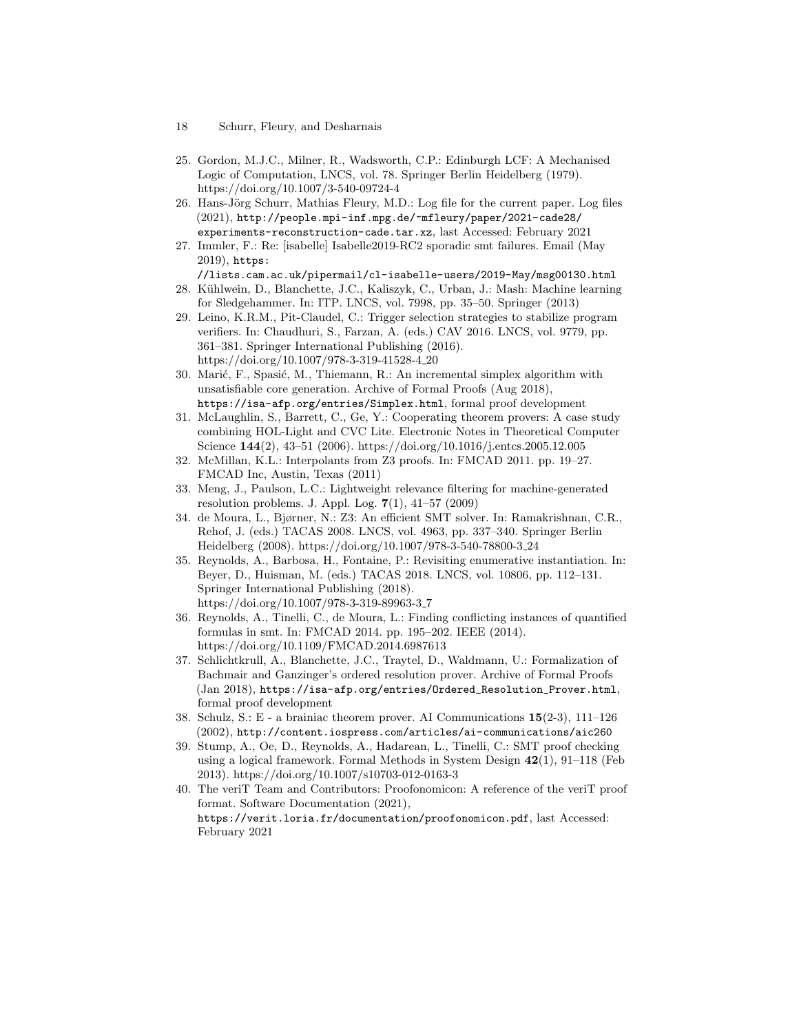25. Gordon, M.J.C., Milner, R., Wadsworth, C.P.: Edinburgh LCF: A Mechanised Logic of Computation, LNCS, vol. 78. Springer Berlin Heidelberg (1979). https://doi.org/10.1007/3-540-09724-4
26. Hans-Jörg Schurr, Mathias Fleury, M.D.: Log file for the current paper. Log files (2021), `http://people.mpi-inf.mpg.de/~mfleury/paper/2021-cade28/experiments-reconstruction-cade.tar.xz`, last Accessed: February 2021
27. Immler, F.: Re: [isabelle] Isabelle2019-RC2 sporadic smt failures. Email (May 2019), `https://lists.cam.ac.uk/pipermail/cl-isabelle-users/2019-May/msg00130.html`
28. Kühlwein, D., Blanchette, J.C., Kaliszyk, C., Urban, J.: Mash: Machine learning for Sledgehammer. In: ITP. LNCS, vol. 7998, pp. 35–50. Springer (2013)
29. Leino, K.R.M., Pit-Claudel, C.: Trigger selection strategies to stabilize program verifiers. In: Chaudhuri, S., Farzan, A. (eds.) CAV 2016. LNCS, vol. 9779, pp. 361–381. Springer International Publishing (2016). https://doi.org/10.1007/978-3-319-41528-4_20
30. Marić, F., Spasić, M., Thiemann, R.: An incremental simplex algorithm with unsatisfiable core generation. Archive of Formal Proofs (Aug 2018), `https://isa-afp.org/entries/Simplex.html`, formal proof development
31. McLaughlin, S., Barrett, C., Ge, Y.: Cooperating theorem provers: A case study combining HOL-Light and CVC Lite. Electronic Notes in Theoretical Computer Science **144**(2), 43–51 (2006). https://doi.org/10.1016/j.entcs.2005.12.005
32. McMillan, K.L.: Interpolants from Z3 proofs. In: FMCAD 2011. pp. 19–27. FMCAD Inc, Austin, Texas (2011)
33. Meng, J., Paulson, L.C.: Lightweight relevance filtering for machine-generated resolution problems. J. Appl. Log. **7**(1), 41–57 (2009)
34. de Moura, L., Bjørner, N.: Z3: An efficient SMT solver. In: Ramakrishnan, C.R., Rehof, J. (eds.) TACAS 2008. LNCS, vol. 4963, pp. 337–340. Springer Berlin Heidelberg (2008). https://doi.org/10.1007/978-3-540-78800-3_24
35. Reynolds, A., Barbosa, H., Fontaine, P.: Revisiting enumerative instantiation. In: Beyer, D., Huisman, M. (eds.) TACAS 2018. LNCS, vol. 10806, pp. 112–131. Springer International Publishing (2018). https://doi.org/10.1007/978-3-319-89963-3_7
36. Reynolds, A., Tinelli, C., de Moura, L.: Finding conflicting instances of quantified formulas in smt. In: FMCAD 2014. pp. 195–202. IEEE (2014). https://doi.org/10.1109/FMCAD.2014.6987613
37. Schlichtkrull, A., Blanchette, J.C., Traytel, D., Waldmann, U.: Formalization of Bachmair and Ganzinger's ordered resolution prover. Archive of Formal Proofs (Jan 2018), `https://isa-afp.org/entries/Ordered_Resolution_Prover.html`, formal proof development
38. Schulz, S.: E - a brainiac theorem prover. AI Communications **15**(2-3), 111–126 (2002), `http://content.iospress.com/articles/ai-communications/aic260`
39. Stump, A., Oe, D., Reynolds, A., Hadarean, L., Tinelli, C.: SMT proof checking using a logical framework. Formal Methods in System Design **42**(1), 91–118 (Feb 2013). https://doi.org/10.1007/s10703-012-0163-3
40. The veriT Team and Contributors: Proofonomicon: A reference of the veriT proof format. Software Documentation (2021), `https://verit.loria.fr/documentation/proofonomicon.pdf`, last Accessed: February 2021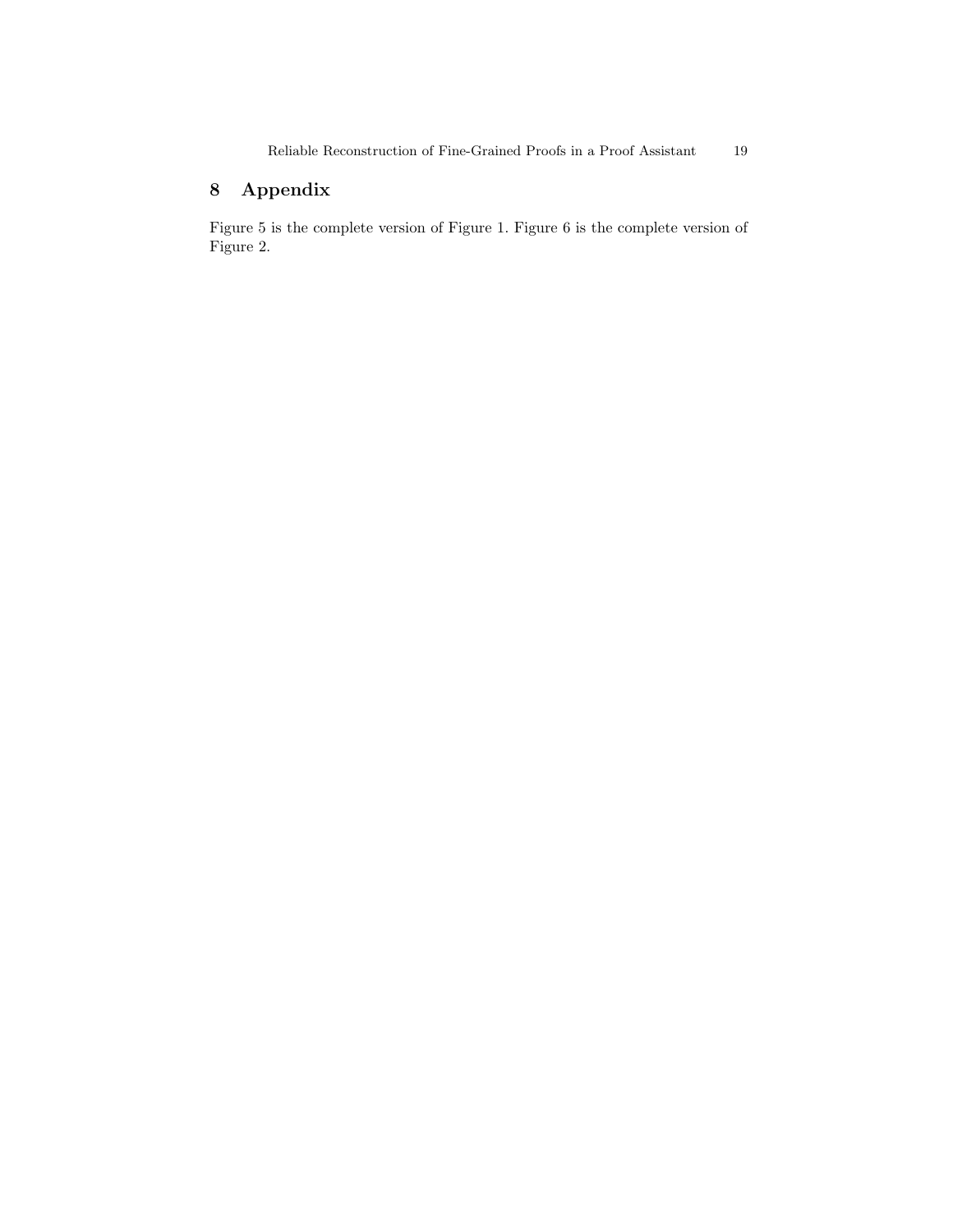# 8 Appendix

Figure 5 is the complete version of Figure 1. Figure 6 is the complete version of Figure 2.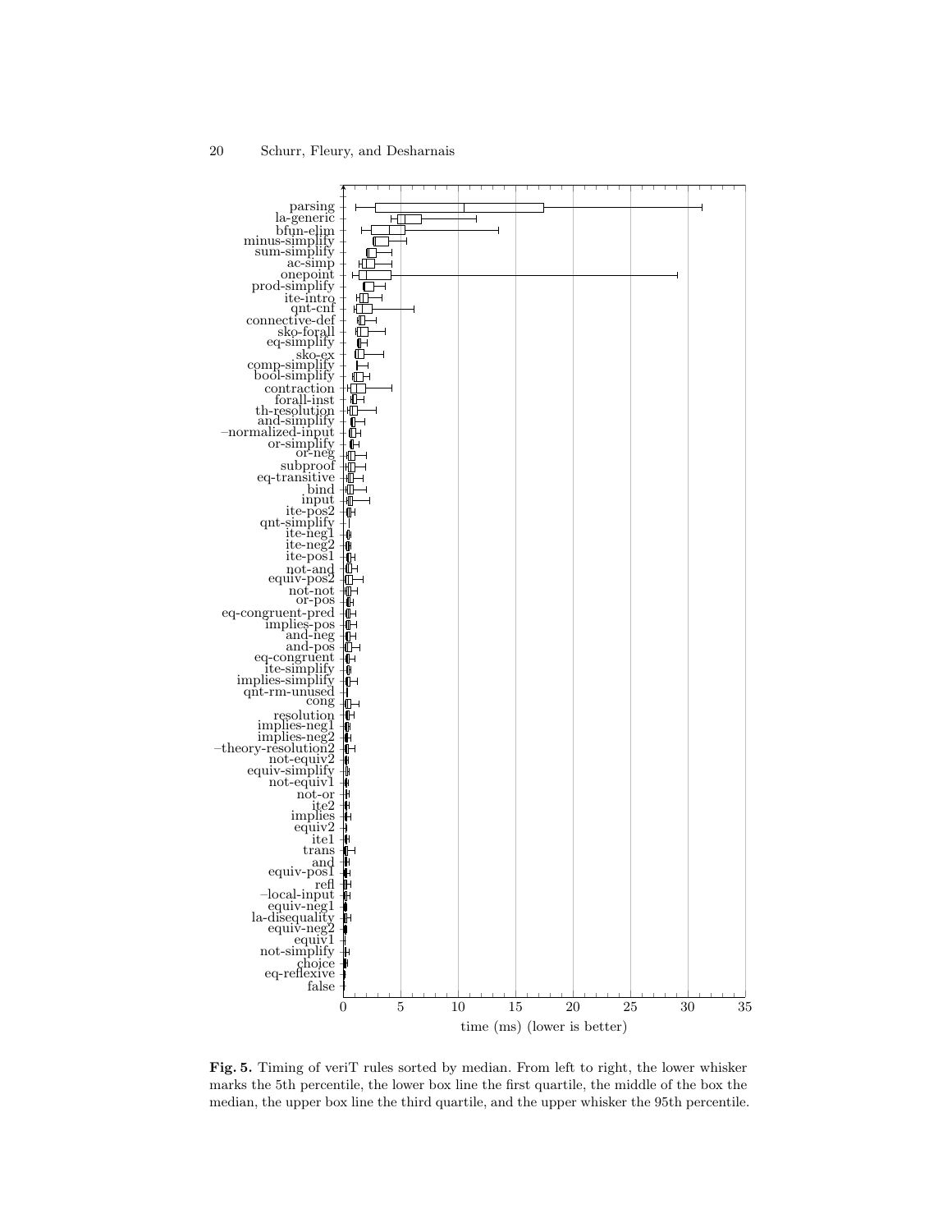**Fig. 5.** Timing of veriT rules sorted by median. From left to right, the lower whisker marks the 5th percentile, the lower box line the first quartile, the middle of the box the median, the upper box line the third quartile, and the upper whisker the 95th percentile.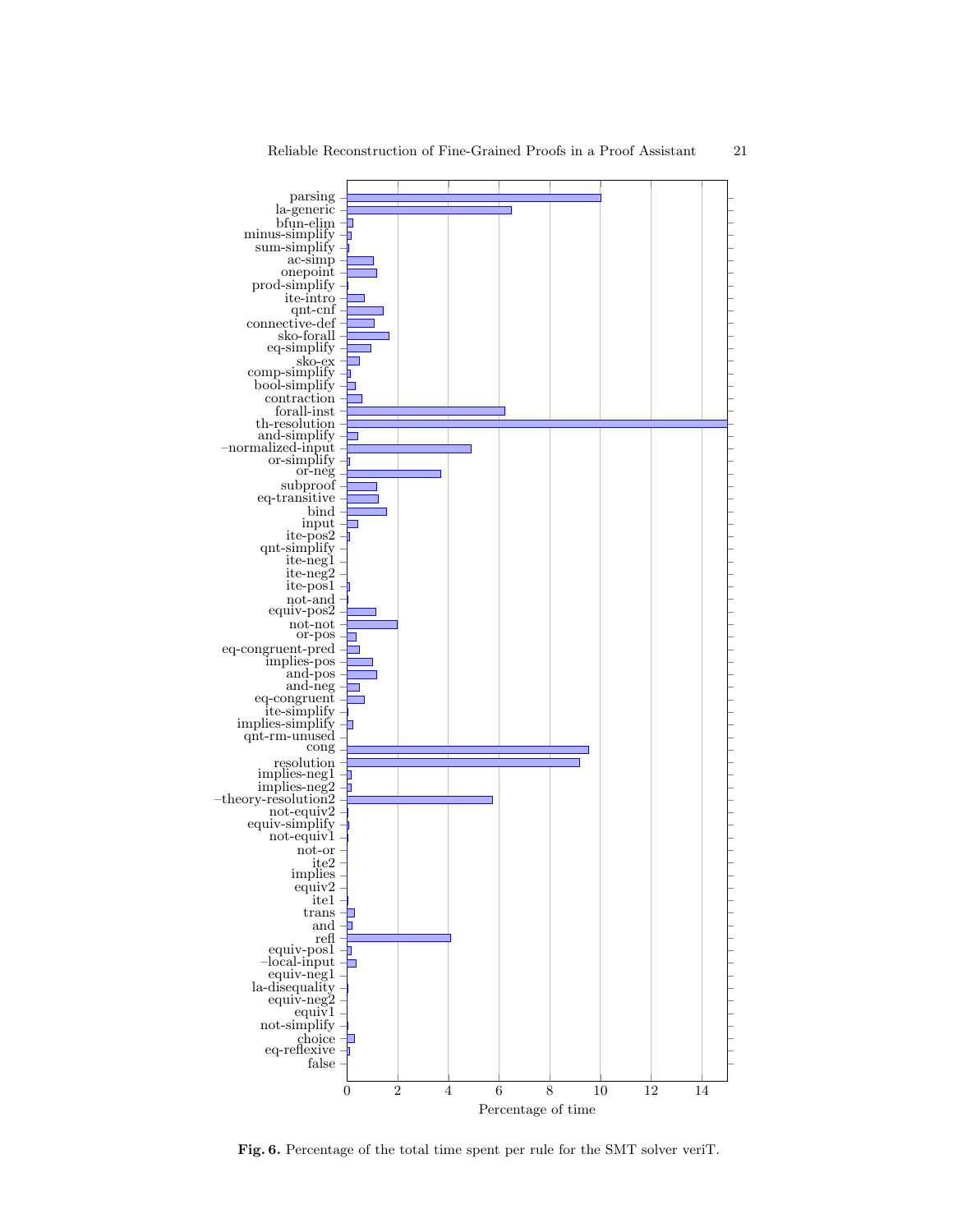parsing
la-generic
bfun-elim
minus-simplify
sum-simplify
ac-simp
onepoint
prod-simplify
ite-intro
qnt-cnf
connective-def
sko-forall
eq-simplify
sko-ex
comp-simplify
bool-simplify
contraction
forall-inst
th-resolution
and-simplify
–normalized-input
or-simplify
or-neg
subproof
eq-transitive
bind
input
ite-pos2
qnt-simplify
ite-neg1
ite-neg2
ite-pos1
not-and
equiv-pos2
not-not
or-pos
eq-congruent-pred
implies-pos
and-pos
and-neg
eq-congruent
ite-simplify
implies-simplify
qnt-rm-unused
cong
resolution
implies-neg1
implies-neg2
–theory-resolution2
not-equiv2
equiv-simplify
not-equiv1
not-or
ite2
implies
equiv2
ite1
trans
and
refl
equiv-pos1
–local-input
equiv-neg1
la-disequality
equiv-neg2
equiv1
not-simplify
choice
eq-reflexive
false

0 2 4 6 8 10 12 14

Percentage of time

**Fig. 6.** Percentage of the total time spent per rule for the SMT solver veriT.